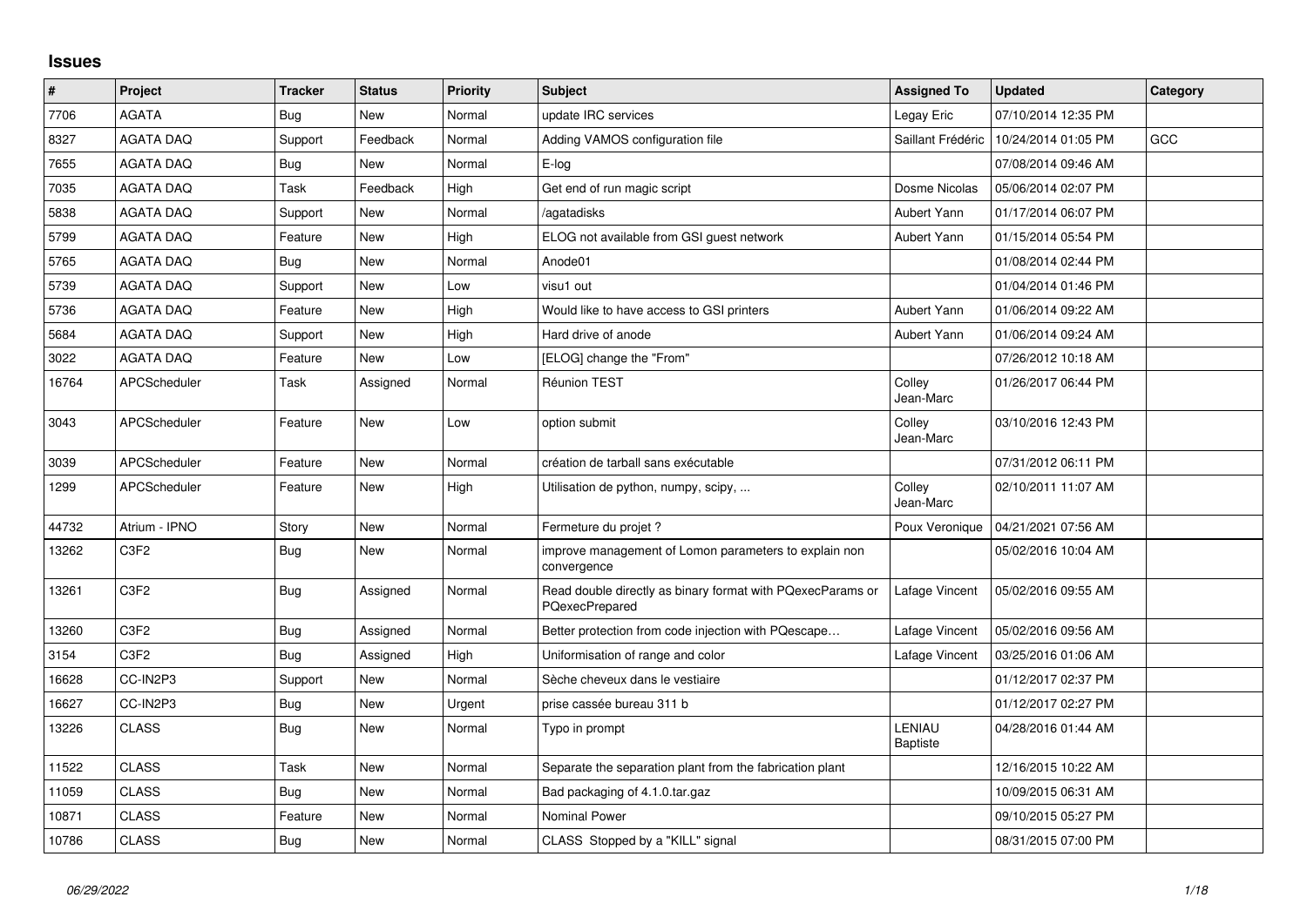# Issues

| # | Project | Tracker | Status | Priority | Subject | Assigned To | Updated | Category |
|---|---|---|---|---|---|---|---|---|
| 7706 | AGATA | Bug | New | Normal | update IRC services | Legay Eric | 07/10/2014 12:35 PM | |
| 8327 | AGATA DAQ | Support | Feedback | Normal | Adding VAMOS configuration file | Saillant Frédéric | 10/24/2014 01:05 PM | GCC |
| 7655 | AGATA DAQ | Bug | New | Normal | E-log | | 07/08/2014 09:46 AM | |
| 7035 | AGATA DAQ | Task | Feedback | High | Get end of run magic script | Dosme Nicolas | 05/06/2014 02:07 PM | |
| 5838 | AGATA DAQ | Support | New | Normal | /agatadisks | Aubert Yann | 01/17/2014 06:07 PM | |
| 5799 | AGATA DAQ | Feature | New | High | ELOG not available from GSI guest network | Aubert Yann | 01/15/2014 05:54 PM | |
| 5765 | AGATA DAQ | Bug | New | Normal | Anode01 | | 01/08/2014 02:44 PM | |
| 5739 | AGATA DAQ | Support | New | Low | visu1 out | | 01/04/2014 01:46 PM | |
| 5736 | AGATA DAQ | Feature | New | High | Would like to have access to GSI printers | Aubert Yann | 01/06/2014 09:22 AM | |
| 5684 | AGATA DAQ | Support | New | High | Hard drive of anode | Aubert Yann | 01/06/2014 09:24 AM | |
| 3022 | AGATA DAQ | Feature | New | Low | [ELOG] change the "From" | | 07/26/2012 10:18 AM | |
| 16764 | APCScheduler | Task | Assigned | Normal | Réunion TEST | Colley Jean-Marc | 01/26/2017 06:44 PM | |
| 3043 | APCScheduler | Feature | New | Low | option submit | Colley Jean-Marc | 03/10/2016 12:43 PM | |
| 3039 | APCScheduler | Feature | New | Normal | création de tarball sans exécutable | | 07/31/2012 06:11 PM | |
| 1299 | APCScheduler | Feature | New | High | Utilisation de python, numpy, scipy, ... | Colley Jean-Marc | 02/10/2011 11:07 AM | |
| 44732 | Atrium - IPNO | Story | New | Normal | Fermeture du projet ? | Poux Veronique | 04/21/2021 07:56 AM | |
| 13262 | C3F2 | Bug | New | Normal | improve management of Lomon parameters to explain non convergence | | 05/02/2016 10:04 AM | |
| 13261 | C3F2 | Bug | Assigned | Normal | Read double directly as binary format with PQexecParams or PQexecPrepared | Lafage Vincent | 05/02/2016 09:55 AM | |
| 13260 | C3F2 | Bug | Assigned | Normal | Better protection from code injection with PQescape… | Lafage Vincent | 05/02/2016 09:56 AM | |
| 3154 | C3F2 | Bug | Assigned | High | Uniformisation of range and color | Lafage Vincent | 03/25/2016 01:06 AM | |
| 16628 | CC-IN2P3 | Support | New | Normal | Sèche cheveux dans le vestiaire | | 01/12/2017 02:37 PM | |
| 16627 | CC-IN2P3 | Bug | New | Urgent | prise cassée bureau 311 b | | 01/12/2017 02:27 PM | |
| 13226 | CLASS | Bug | New | Normal | Typo in prompt | LENIAU Baptiste | 04/28/2016 01:44 AM | |
| 11522 | CLASS | Task | New | Normal | Separate the separation plant from the fabrication plant | | 12/16/2015 10:22 AM | |
| 11059 | CLASS | Bug | New | Normal | Bad packaging of 4.1.0.tar.gaz | | 10/09/2015 06:31 AM | |
| 10871 | CLASS | Feature | New | Normal | Nominal Power | | 09/10/2015 05:27 PM | |
| 10786 | CLASS | Bug | New | Normal | CLASS Stopped by a "KILL" signal | | 08/31/2015 07:00 PM | |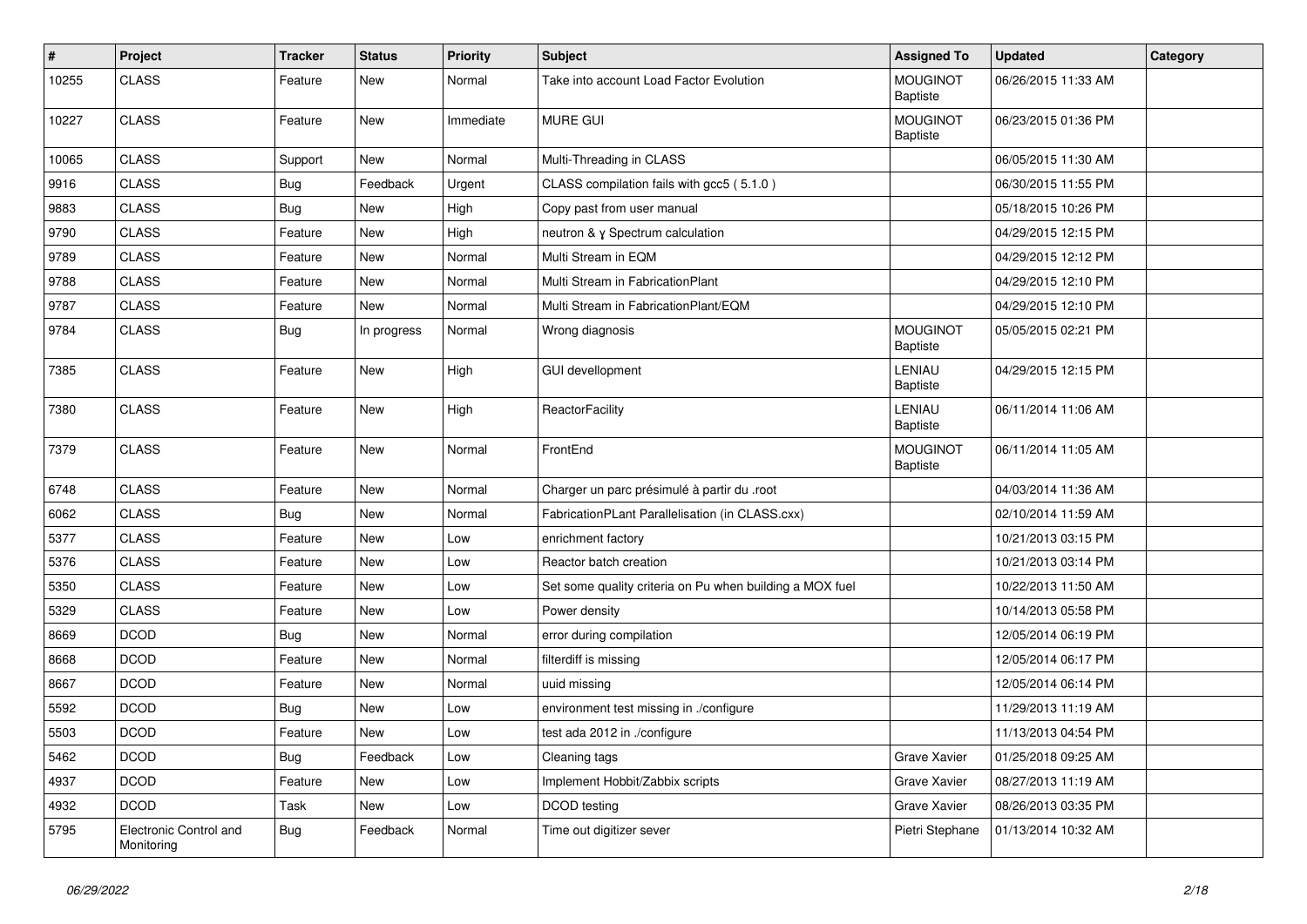| # | Project | Tracker | Status | Priority | Subject | Assigned To | Updated | Category |
|---|---|---|---|---|---|---|---|---|
| 10255 | CLASS | Feature | New | Normal | Take into account Load Factor Evolution | MOUGINOT Baptiste | 06/26/2015 11:33 AM | |
| 10227 | CLASS | Feature | New | Immediate | MURE GUI | MOUGINOT Baptiste | 06/23/2015 01:36 PM | |
| 10065 | CLASS | Support | New | Normal | Multi-Threading in CLASS | | 06/05/2015 11:30 AM | |
| 9916 | CLASS | Bug | Feedback | Urgent | CLASS compilation fails with gcc5 ( 5.1.0 ) | | 06/30/2015 11:55 PM | |
| 9883 | CLASS | Bug | New | High | Copy past from user manual | | 05/18/2015 10:26 PM | |
| 9790 | CLASS | Feature | New | High | neutron & γ Spectrum calculation | | 04/29/2015 12:15 PM | |
| 9789 | CLASS | Feature | New | Normal | Multi Stream in EQM | | 04/29/2015 12:12 PM | |
| 9788 | CLASS | Feature | New | Normal | Multi Stream in FabricationPlant | | 04/29/2015 12:10 PM | |
| 9787 | CLASS | Feature | New | Normal | Multi Stream in FabricationPlant/EQM | | 04/29/2015 12:10 PM | |
| 9784 | CLASS | Bug | In progress | Normal | Wrong diagnosis | MOUGINOT Baptiste | 05/05/2015 02:21 PM | |
| 7385 | CLASS | Feature | New | High | GUI devellopment | LENIAU Baptiste | 04/29/2015 12:15 PM | |
| 7380 | CLASS | Feature | New | High | ReactorFacility | LENIAU Baptiste | 06/11/2014 11:06 AM | |
| 7379 | CLASS | Feature | New | Normal | FrontEnd | MOUGINOT Baptiste | 06/11/2014 11:05 AM | |
| 6748 | CLASS | Feature | New | Normal | Charger un parc présimulé à partir du .root | | 04/03/2014 11:36 AM | |
| 6062 | CLASS | Bug | New | Normal | FabricationPLant Parallelisation (in CLASS.cxx) | | 02/10/2014 11:59 AM | |
| 5377 | CLASS | Feature | New | Low | enrichment factory | | 10/21/2013 03:15 PM | |
| 5376 | CLASS | Feature | New | Low | Reactor batch creation | | 10/21/2013 03:14 PM | |
| 5350 | CLASS | Feature | New | Low | Set some quality criteria on Pu when building a MOX fuel | | 10/22/2013 11:50 AM | |
| 5329 | CLASS | Feature | New | Low | Power density | | 10/14/2013 05:58 PM | |
| 8669 | DCOD | Bug | New | Normal | error during compilation | | 12/05/2014 06:19 PM | |
| 8668 | DCOD | Feature | New | Normal | filterdiff is missing | | 12/05/2014 06:17 PM | |
| 8667 | DCOD | Feature | New | Normal | uuid missing | | 12/05/2014 06:14 PM | |
| 5592 | DCOD | Bug | New | Low | environment test missing in ./configure | | 11/29/2013 11:19 AM | |
| 5503 | DCOD | Feature | New | Low | test ada 2012 in ./configure | | 11/13/2013 04:54 PM | |
| 5462 | DCOD | Bug | Feedback | Low | Cleaning tags | Grave Xavier | 01/25/2018 09:25 AM | |
| 4937 | DCOD | Feature | New | Low | Implement Hobbit/Zabbix scripts | Grave Xavier | 08/27/2013 11:19 AM | |
| 4932 | DCOD | Task | New | Low | DCOD testing | Grave Xavier | 08/26/2013 03:35 PM | |
| 5795 | Electronic Control and Monitoring | Bug | Feedback | Normal | Time out digitizer sever | Pietri Stephane | 01/13/2014 10:32 AM | |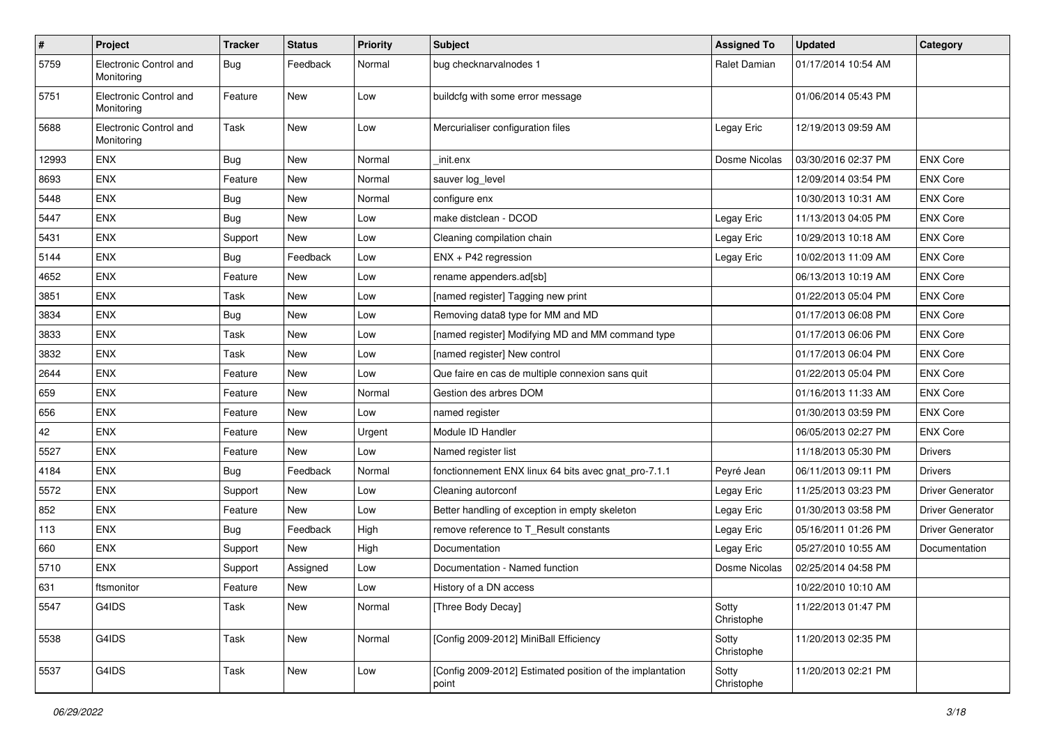| # | Project | Tracker | Status | Priority | Subject | Assigned To | Updated | Category |
|---|---|---|---|---|---|---|---|---|
| 5759 | Electronic Control and Monitoring | Bug | Feedback | Normal | bug checknarvalnodes 1 | Ralet Damian | 01/17/2014 10:54 AM | |
| 5751 | Electronic Control and Monitoring | Feature | New | Low | buildcfg with some error message | | 01/06/2014 05:43 PM | |
| 5688 | Electronic Control and Monitoring | Task | New | Low | Mercurialiser configuration files | Legay Eric | 12/19/2013 09:59 AM | |
| 12993 | ENX | Bug | New | Normal | _init.enx | Dosme Nicolas | 03/30/2016 02:37 PM | ENX Core |
| 8693 | ENX | Feature | New | Normal | sauver log_level | | 12/09/2014 03:54 PM | ENX Core |
| 5448 | ENX | Bug | New | Normal | configure enx | | 10/30/2013 10:31 AM | ENX Core |
| 5447 | ENX | Bug | New | Low | make distclean - DCOD | Legay Eric | 11/13/2013 04:05 PM | ENX Core |
| 5431 | ENX | Support | New | Low | Cleaning compilation chain | Legay Eric | 10/29/2013 10:18 AM | ENX Core |
| 5144 | ENX | Bug | Feedback | Low | ENX + P42 regression | Legay Eric | 10/02/2013 11:09 AM | ENX Core |
| 4652 | ENX | Feature | New | Low | rename appenders.ad[sb] | | 06/13/2013 10:19 AM | ENX Core |
| 3851 | ENX | Task | New | Low | [named register] Tagging new print | | 01/22/2013 05:04 PM | ENX Core |
| 3834 | ENX | Bug | New | Low | Removing data8 type for MM and MD | | 01/17/2013 06:08 PM | ENX Core |
| 3833 | ENX | Task | New | Low | [named register] Modifying MD and MM command type | | 01/17/2013 06:06 PM | ENX Core |
| 3832 | ENX | Task | New | Low | [named register] New control | | 01/17/2013 06:04 PM | ENX Core |
| 2644 | ENX | Feature | New | Low | Que faire en cas de multiple connexion sans quit | | 01/22/2013 05:04 PM | ENX Core |
| 659 | ENX | Feature | New | Normal | Gestion des arbres DOM | | 01/16/2013 11:33 AM | ENX Core |
| 656 | ENX | Feature | New | Low | named register | | 01/30/2013 03:59 PM | ENX Core |
| 42 | ENX | Feature | New | Urgent | Module ID Handler | | 06/05/2013 02:27 PM | ENX Core |
| 5527 | ENX | Feature | New | Low | Named register list | | 11/18/2013 05:30 PM | Drivers |
| 4184 | ENX | Bug | Feedback | Normal | fonctionnement ENX linux 64 bits avec gnat_pro-7.1.1 | Peyré Jean | 06/11/2013 09:11 PM | Drivers |
| 5572 | ENX | Support | New | Low | Cleaning autorconf | Legay Eric | 11/25/2013 03:23 PM | Driver Generator |
| 852 | ENX | Feature | New | Low | Better handling of exception in empty skeleton | Legay Eric | 01/30/2013 03:58 PM | Driver Generator |
| 113 | ENX | Bug | Feedback | High | remove reference to T_Result constants | Legay Eric | 05/16/2011 01:26 PM | Driver Generator |
| 660 | ENX | Support | New | High | Documentation | Legay Eric | 05/27/2010 10:55 AM | Documentation |
| 5710 | ENX | Support | Assigned | Low | Documentation - Named function | Dosme Nicolas | 02/25/2014 04:58 PM | |
| 631 | ftsmonitor | Feature | New | Low | History of a DN access | | 10/22/2010 10:10 AM | |
| 5547 | G4IDS | Task | New | Normal | [Three Body Decay] | Sotty Christophe | 11/22/2013 01:47 PM | |
| 5538 | G4IDS | Task | New | Normal | [Config 2009-2012] MiniBall Efficiency | Sotty Christophe | 11/20/2013 02:35 PM | |
| 5537 | G4IDS | Task | New | Low | [Config 2009-2012] Estimated position of the implantation point | Sotty Christophe | 11/20/2013 02:21 PM | |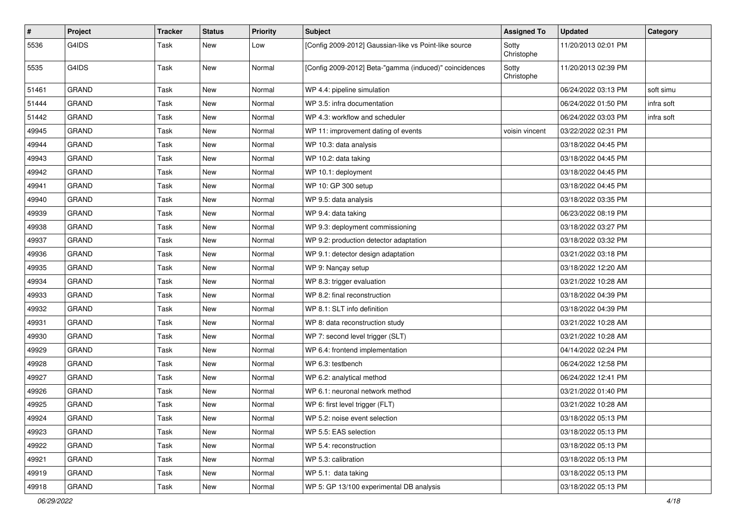| # | Project | Tracker | Status | Priority | Subject | Assigned To | Updated | Category |
|---|---|---|---|---|---|---|---|---|
| 5536 | G4IDS | Task | New | Low | [Config 2009-2012] Gaussian-like vs Point-like source | Sotty Christophe | 11/20/2013 02:01 PM | |
| 5535 | G4IDS | Task | New | Normal | [Config 2009-2012] Beta-"gamma (induced)" coincidences | Sotty Christophe | 11/20/2013 02:39 PM | |
| 51461 | GRAND | Task | New | Normal | WP 4.4: pipeline simulation | | 06/24/2022 03:13 PM | soft simu |
| 51444 | GRAND | Task | New | Normal | WP 3.5: infra documentation | | 06/24/2022 01:50 PM | infra soft |
| 51442 | GRAND | Task | New | Normal | WP 4.3: workflow and scheduler | | 06/24/2022 03:03 PM | infra soft |
| 49945 | GRAND | Task | New | Normal | WP 11: improvement dating of events | voisin vincent | 03/22/2022 02:31 PM | |
| 49944 | GRAND | Task | New | Normal | WP 10.3: data analysis | | 03/18/2022 04:45 PM | |
| 49943 | GRAND | Task | New | Normal | WP 10.2: data taking | | 03/18/2022 04:45 PM | |
| 49942 | GRAND | Task | New | Normal | WP 10.1: deployment | | 03/18/2022 04:45 PM | |
| 49941 | GRAND | Task | New | Normal | WP 10: GP 300 setup | | 03/18/2022 04:45 PM | |
| 49940 | GRAND | Task | New | Normal | WP 9.5: data analysis | | 03/18/2022 03:35 PM | |
| 49939 | GRAND | Task | New | Normal | WP 9.4: data taking | | 06/23/2022 08:19 PM | |
| 49938 | GRAND | Task | New | Normal | WP 9.3: deployment commissioning | | 03/18/2022 03:27 PM | |
| 49937 | GRAND | Task | New | Normal | WP 9.2: production detector adaptation | | 03/18/2022 03:32 PM | |
| 49936 | GRAND | Task | New | Normal | WP 9.1: detector design adaptation | | 03/21/2022 03:18 PM | |
| 49935 | GRAND | Task | New | Normal | WP 9: Nançay setup | | 03/18/2022 12:20 AM | |
| 49934 | GRAND | Task | New | Normal | WP 8.3: trigger evaluation | | 03/21/2022 10:28 AM | |
| 49933 | GRAND | Task | New | Normal | WP 8.2: final reconstruction | | 03/18/2022 04:39 PM | |
| 49932 | GRAND | Task | New | Normal | WP 8.1: SLT info definition | | 03/18/2022 04:39 PM | |
| 49931 | GRAND | Task | New | Normal | WP 8: data reconstruction study | | 03/21/2022 10:28 AM | |
| 49930 | GRAND | Task | New | Normal | WP 7: second level trigger (SLT) | | 03/21/2022 10:28 AM | |
| 49929 | GRAND | Task | New | Normal | WP 6.4: frontend implementation | | 04/14/2022 02:24 PM | |
| 49928 | GRAND | Task | New | Normal | WP 6.3: testbench | | 06/24/2022 12:58 PM | |
| 49927 | GRAND | Task | New | Normal | WP 6.2: analytical method | | 06/24/2022 12:41 PM | |
| 49926 | GRAND | Task | New | Normal | WP 6.1: neuronal network method | | 03/21/2022 01:40 PM | |
| 49925 | GRAND | Task | New | Normal | WP 6: first level trigger (FLT) | | 03/21/2022 10:28 AM | |
| 49924 | GRAND | Task | New | Normal | WP 5.2: noise event selection | | 03/18/2022 05:13 PM | |
| 49923 | GRAND | Task | New | Normal | WP 5.5: EAS selection | | 03/18/2022 05:13 PM | |
| 49922 | GRAND | Task | New | Normal | WP 5.4: reconstruction | | 03/18/2022 05:13 PM | |
| 49921 | GRAND | Task | New | Normal | WP 5.3: calibration | | 03/18/2022 05:13 PM | |
| 49919 | GRAND | Task | New | Normal | WP 5.1:  data taking | | 03/18/2022 05:13 PM | |
| 49918 | GRAND | Task | New | Normal | WP 5: GP 13/100 experimental DB analysis | | 03/18/2022 05:13 PM | |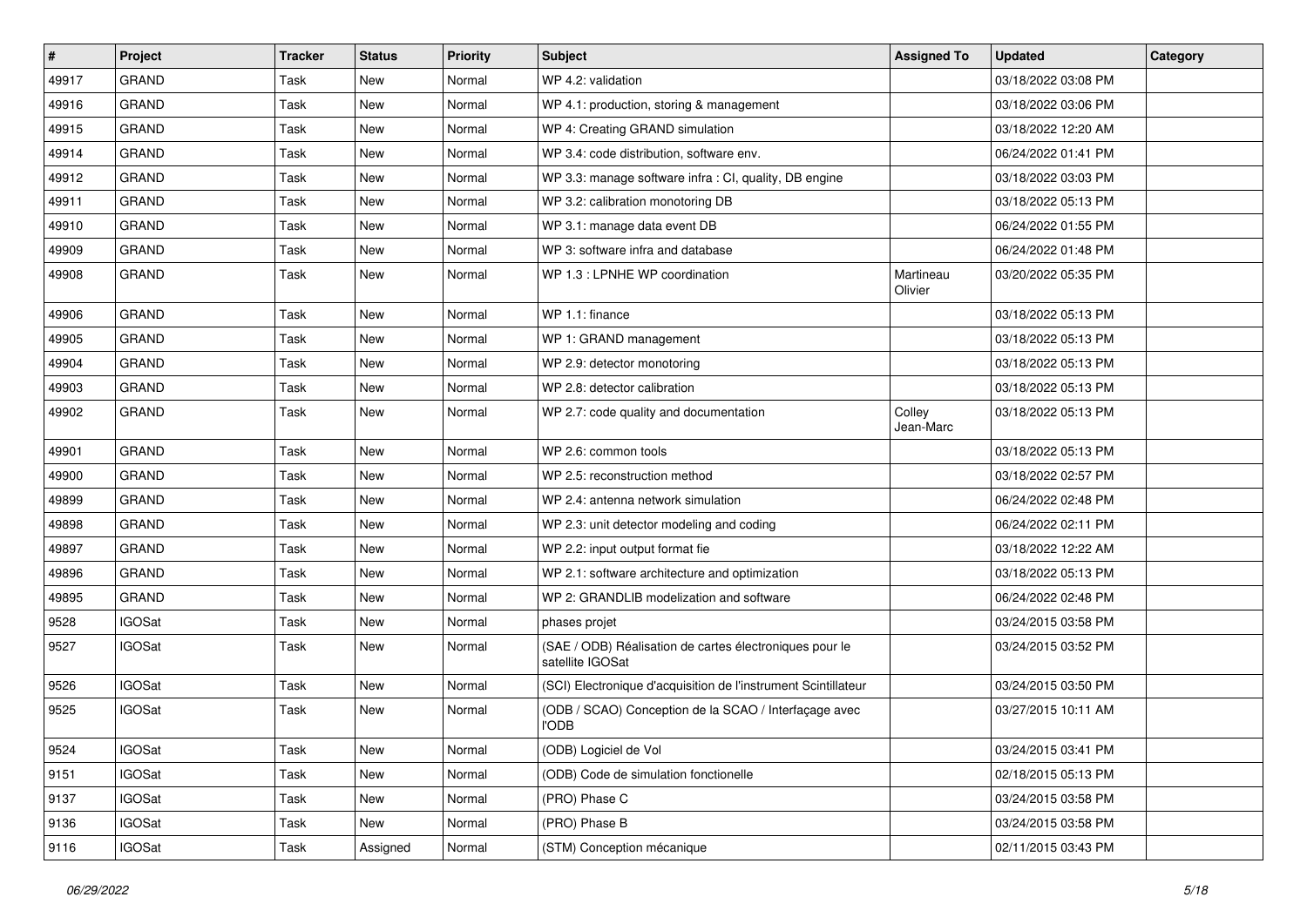| # | Project | Tracker | Status | Priority | Subject | Assigned To | Updated | Category |
|---|---|---|---|---|---|---|---|---|
| 49917 | GRAND | Task | New | Normal | WP 4.2: validation | | 03/18/2022 03:08 PM | |
| 49916 | GRAND | Task | New | Normal | WP 4.1: production, storing & management | | 03/18/2022 03:06 PM | |
| 49915 | GRAND | Task | New | Normal | WP 4: Creating GRAND simulation | | 03/18/2022 12:20 AM | |
| 49914 | GRAND | Task | New | Normal | WP 3.4: code distribution, software env. | | 06/24/2022 01:41 PM | |
| 49912 | GRAND | Task | New | Normal | WP 3.3: manage software infra : CI, quality, DB engine | | 03/18/2022 03:03 PM | |
| 49911 | GRAND | Task | New | Normal | WP 3.2: calibration monotoring DB | | 03/18/2022 05:13 PM | |
| 49910 | GRAND | Task | New | Normal | WP 3.1: manage data event DB | | 06/24/2022 01:55 PM | |
| 49909 | GRAND | Task | New | Normal | WP 3: software infra and database | | 06/24/2022 01:48 PM | |
| 49908 | GRAND | Task | New | Normal | WP 1.3 : LPNHE WP coordination | Martineau Olivier | 03/20/2022 05:35 PM | |
| 49906 | GRAND | Task | New | Normal | WP 1.1: finance | | 03/18/2022 05:13 PM | |
| 49905 | GRAND | Task | New | Normal | WP 1: GRAND management | | 03/18/2022 05:13 PM | |
| 49904 | GRAND | Task | New | Normal | WP 2.9: detector monotoring | | 03/18/2022 05:13 PM | |
| 49903 | GRAND | Task | New | Normal | WP 2.8: detector calibration | | 03/18/2022 05:13 PM | |
| 49902 | GRAND | Task | New | Normal | WP 2.7: code quality and documentation | Colley Jean-Marc | 03/18/2022 05:13 PM | |
| 49901 | GRAND | Task | New | Normal | WP 2.6: common tools | | 03/18/2022 05:13 PM | |
| 49900 | GRAND | Task | New | Normal | WP 2.5: reconstruction method | | 03/18/2022 02:57 PM | |
| 49899 | GRAND | Task | New | Normal | WP 2.4: antenna network simulation | | 06/24/2022 02:48 PM | |
| 49898 | GRAND | Task | New | Normal | WP 2.3: unit detector modeling and coding | | 06/24/2022 02:11 PM | |
| 49897 | GRAND | Task | New | Normal | WP 2.2: input output format fie | | 03/18/2022 12:22 AM | |
| 49896 | GRAND | Task | New | Normal | WP 2.1: software architecture and optimization | | 03/18/2022 05:13 PM | |
| 49895 | GRAND | Task | New | Normal | WP 2: GRANDLIB modelization and software | | 06/24/2022 02:48 PM | |
| 9528 | IGOSat | Task | New | Normal | phases projet | | 03/24/2015 03:58 PM | |
| 9527 | IGOSat | Task | New | Normal | (SAE / ODB) Réalisation de cartes électroniques pour le satellite IGOSat | | 03/24/2015 03:52 PM | |
| 9526 | IGOSat | Task | New | Normal | (SCI) Electronique d'acquisition de l'instrument Scintillateur | | 03/24/2015 03:50 PM | |
| 9525 | IGOSat | Task | New | Normal | (ODB / SCAO) Conception de la SCAO / Interfaçage avec l'ODB | | 03/27/2015 10:11 AM | |
| 9524 | IGOSat | Task | New | Normal | (ODB) Logiciel de Vol | | 03/24/2015 03:41 PM | |
| 9151 | IGOSat | Task | New | Normal | (ODB) Code de simulation fonctionelle | | 02/18/2015 05:13 PM | |
| 9137 | IGOSat | Task | New | Normal | (PRO) Phase C | | 03/24/2015 03:58 PM | |
| 9136 | IGOSat | Task | New | Normal | (PRO) Phase B | | 03/24/2015 03:58 PM | |
| 9116 | IGOSat | Task | Assigned | Normal | (STM) Conception mécanique | | 02/11/2015 03:43 PM | |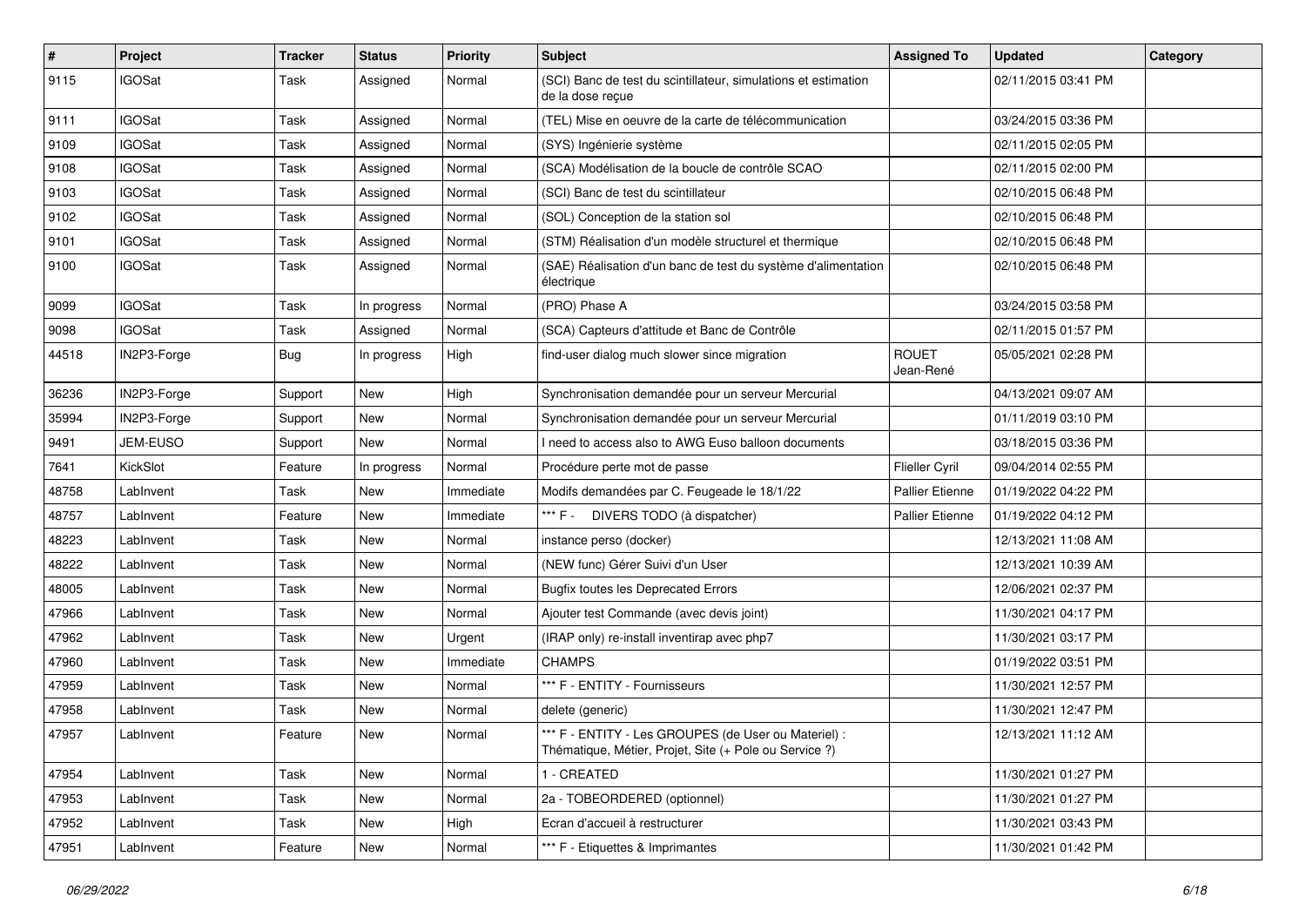| # | Project | Tracker | Status | Priority | Subject | Assigned To | Updated | Category |
|---|---|---|---|---|---|---|---|---|
| 9115 | IGOSat | Task | Assigned | Normal | (SCI) Banc de test du scintillateur, simulations et estimation de la dose reçue | | 02/11/2015 03:41 PM | |
| 9111 | IGOSat | Task | Assigned | Normal | (TEL) Mise en oeuvre de la carte de télécommunication | | 03/24/2015 03:36 PM | |
| 9109 | IGOSat | Task | Assigned | Normal | (SYS) Ingénierie système | | 02/11/2015 02:05 PM | |
| 9108 | IGOSat | Task | Assigned | Normal | (SCA) Modélisation de la boucle de contrôle SCAO | | 02/11/2015 02:00 PM | |
| 9103 | IGOSat | Task | Assigned | Normal | (SCI) Banc de test du scintillateur | | 02/10/2015 06:48 PM | |
| 9102 | IGOSat | Task | Assigned | Normal | (SOL) Conception de la station sol | | 02/10/2015 06:48 PM | |
| 9101 | IGOSat | Task | Assigned | Normal | (STM) Réalisation d'un modèle structurel et thermique | | 02/10/2015 06:48 PM | |
| 9100 | IGOSat | Task | Assigned | Normal | (SAE) Réalisation d'un banc de test du système d'alimentation électrique | | 02/10/2015 06:48 PM | |
| 9099 | IGOSat | Task | In progress | Normal | (PRO) Phase A | | 03/24/2015 03:58 PM | |
| 9098 | IGOSat | Task | Assigned | Normal | (SCA) Capteurs d'attitude et Banc de Contrôle | | 02/11/2015 01:57 PM | |
| 44518 | IN2P3-Forge | Bug | In progress | High | find-user dialog much slower since migration | ROUET Jean-René | 05/05/2021 02:28 PM | |
| 36236 | IN2P3-Forge | Support | New | High | Synchronisation demandée pour un serveur Mercurial | | 04/13/2021 09:07 AM | |
| 35994 | IN2P3-Forge | Support | New | Normal | Synchronisation demandée pour un serveur Mercurial | | 01/11/2019 03:10 PM | |
| 9491 | JEM-EUSO | Support | New | Normal | I need to access also to AWG Euso balloon documents | | 03/18/2015 03:36 PM | |
| 7641 | KickSlot | Feature | In progress | Normal | Procédure perte mot de passe | Flieller Cyril | 09/04/2014 02:55 PM | |
| 48758 | LabInvent | Task | New | Immediate | Modifs demandées par C. Feugeade le 18/1/22 | Pallier Etienne | 01/19/2022 04:22 PM | |
| 48757 | LabInvent | Feature | New | Immediate | *** F - DIVERS TODO (à dispatcher) | Pallier Etienne | 01/19/2022 04:12 PM | |
| 48223 | LabInvent | Task | New | Normal | instance perso (docker) | | 12/13/2021 11:08 AM | |
| 48222 | LabInvent | Task | New | Normal | (NEW func) Gérer Suivi d'un User | | 12/13/2021 10:39 AM | |
| 48005 | LabInvent | Task | New | Normal | Bugfix toutes les Deprecated Errors | | 12/06/2021 02:37 PM | |
| 47966 | LabInvent | Task | New | Normal | Ajouter test Commande (avec devis joint) | | 11/30/2021 04:17 PM | |
| 47962 | LabInvent | Task | New | Urgent | (IRAP only) re-install inventirap avec php7 | | 11/30/2021 03:17 PM | |
| 47960 | LabInvent | Task | New | Immediate | CHAMPS | | 01/19/2022 03:51 PM | |
| 47959 | LabInvent | Task | New | Normal | *** F - ENTITY - Fournisseurs | | 11/30/2021 12:57 PM | |
| 47958 | LabInvent | Task | New | Normal | delete (generic) | | 11/30/2021 12:47 PM | |
| 47957 | LabInvent | Feature | New | Normal | *** F - ENTITY - Les GROUPES (de User ou Materiel) : Thématique, Métier, Projet, Site (+ Pole ou Service ?) | | 12/13/2021 11:12 AM | |
| 47954 | LabInvent | Task | New | Normal | 1 - CREATED | | 11/30/2021 01:27 PM | |
| 47953 | LabInvent | Task | New | Normal | 2a - TOBEORDERED (optionnel) | | 11/30/2021 01:27 PM | |
| 47952 | LabInvent | Task | New | High | Ecran d'accueil à restructurer | | 11/30/2021 03:43 PM | |
| 47951 | LabInvent | Feature | New | Normal | *** F - Etiquettes & Imprimantes | | 11/30/2021 01:42 PM | |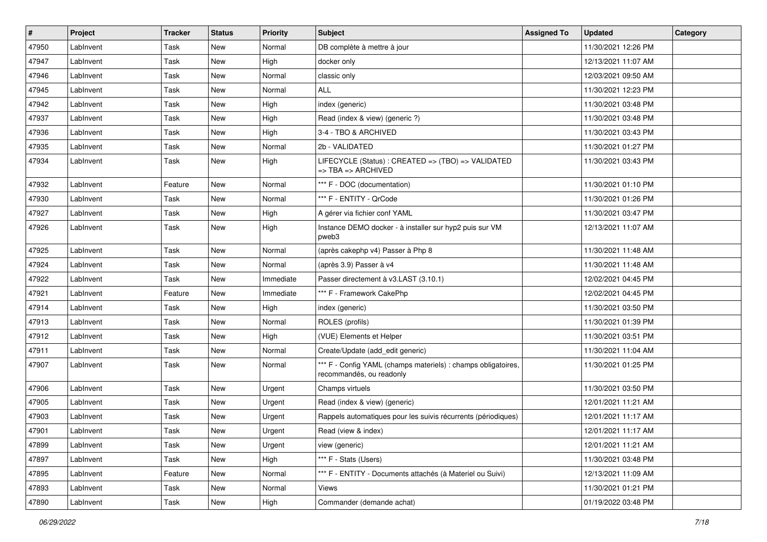| # | Project | Tracker | Status | Priority | Subject | Assigned To | Updated | Category |
|---|---|---|---|---|---|---|---|---|
| 47950 | LabInvent | Task | New | Normal | DB complète à mettre à jour | | 11/30/2021 12:26 PM | |
| 47947 | LabInvent | Task | New | High | docker only | | 12/13/2021 11:07 AM | |
| 47946 | LabInvent | Task | New | Normal | classic only | | 12/03/2021 09:50 AM | |
| 47945 | LabInvent | Task | New | Normal | ALL | | 11/30/2021 12:23 PM | |
| 47942 | LabInvent | Task | New | High | index (generic) | | 11/30/2021 03:48 PM | |
| 47937 | LabInvent | Task | New | High | Read (index & view) (generic ?) | | 11/30/2021 03:48 PM | |
| 47936 | LabInvent | Task | New | High | 3-4 - TBO & ARCHIVED | | 11/30/2021 03:43 PM | |
| 47935 | LabInvent | Task | New | Normal | 2b - VALIDATED | | 11/30/2021 01:27 PM | |
| 47934 | LabInvent | Task | New | High | LIFECYCLE (Status) : CREATED => (TBO) => VALIDATED => TBA => ARCHIVED | | 11/30/2021 03:43 PM | |
| 47932 | LabInvent | Feature | New | Normal | *** F - DOC (documentation) | | 11/30/2021 01:10 PM | |
| 47930 | LabInvent | Task | New | Normal | *** F - ENTITY - QrCode | | 11/30/2021 01:26 PM | |
| 47927 | LabInvent | Task | New | High | A gérer via fichier conf YAML | | 11/30/2021 03:47 PM | |
| 47926 | LabInvent | Task | New | High | Instance DEMO docker - à installer sur hyp2 puis sur VM pweb3 | | 12/13/2021 11:07 AM | |
| 47925 | LabInvent | Task | New | Normal | (après cakephp v4) Passer à Php 8 | | 11/30/2021 11:48 AM | |
| 47924 | LabInvent | Task | New | Normal | (après 3.9) Passer à v4 | | 11/30/2021 11:48 AM | |
| 47922 | LabInvent | Task | New | Immediate | Passer directement à v3.LAST (3.10.1) | | 12/02/2021 04:45 PM | |
| 47921 | LabInvent | Feature | New | Immediate | *** F - Framework CakePhp | | 12/02/2021 04:45 PM | |
| 47914 | LabInvent | Task | New | High | index (generic) | | 11/30/2021 03:50 PM | |
| 47913 | LabInvent | Task | New | Normal | ROLES (profils) | | 11/30/2021 01:39 PM | |
| 47912 | LabInvent | Task | New | High | (VUE) Elements et Helper | | 11/30/2021 03:51 PM | |
| 47911 | LabInvent | Task | New | Normal | Create/Update (add_edit generic) | | 11/30/2021 11:04 AM | |
| 47907 | LabInvent | Task | New | Normal | *** F - Config YAML (champs materiels) : champs obligatoires, recommandés, ou readonly | | 11/30/2021 01:25 PM | |
| 47906 | LabInvent | Task | New | Urgent | Champs virtuels | | 11/30/2021 03:50 PM | |
| 47905 | LabInvent | Task | New | Urgent | Read (index & view) (generic) | | 12/01/2021 11:21 AM | |
| 47903 | LabInvent | Task | New | Urgent | Rappels automatiques pour les suivis récurrents (périodiques) | | 12/01/2021 11:17 AM | |
| 47901 | LabInvent | Task | New | Urgent | Read (view & index) | | 12/01/2021 11:17 AM | |
| 47899 | LabInvent | Task | New | Urgent | view (generic) | | 12/01/2021 11:21 AM | |
| 47897 | LabInvent | Task | New | High | *** F - Stats (Users) | | 11/30/2021 03:48 PM | |
| 47895 | LabInvent | Feature | New | Normal | *** F - ENTITY - Documents attachés (à Materiel ou Suivi) | | 12/13/2021 11:09 AM | |
| 47893 | LabInvent | Task | New | Normal | Views | | 11/30/2021 01:21 PM | |
| 47890 | LabInvent | Task | New | High | Commander (demande achat) | | 01/19/2022 03:48 PM | |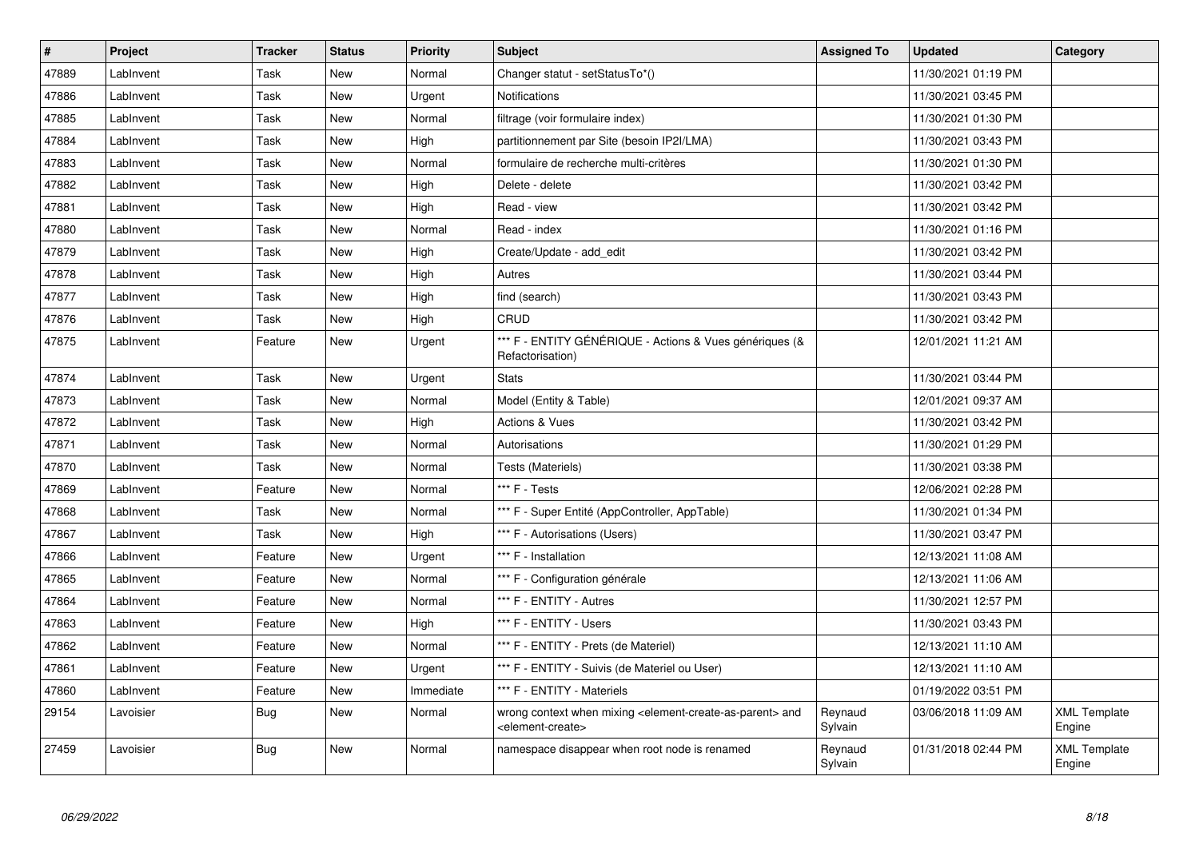| # | Project | Tracker | Status | Priority | Subject | Assigned To | Updated | Category |
|---|---|---|---|---|---|---|---|---|
| 47889 | LabInvent | Task | New | Normal | Changer statut - setStatusTo*() | | 11/30/2021 01:19 PM | |
| 47886 | LabInvent | Task | New | Urgent | Notifications | | 11/30/2021 03:45 PM | |
| 47885 | LabInvent | Task | New | Normal | filtrage (voir formulaire index) | | 11/30/2021 01:30 PM | |
| 47884 | LabInvent | Task | New | High | partitionnement par Site (besoin IP2I/LMA) | | 11/30/2021 03:43 PM | |
| 47883 | LabInvent | Task | New | Normal | formulaire de recherche multi-critères | | 11/30/2021 01:30 PM | |
| 47882 | LabInvent | Task | New | High | Delete - delete | | 11/30/2021 03:42 PM | |
| 47881 | LabInvent | Task | New | High | Read - view | | 11/30/2021 03:42 PM | |
| 47880 | LabInvent | Task | New | Normal | Read - index | | 11/30/2021 01:16 PM | |
| 47879 | LabInvent | Task | New | High | Create/Update - add_edit | | 11/30/2021 03:42 PM | |
| 47878 | LabInvent | Task | New | High | Autres | | 11/30/2021 03:44 PM | |
| 47877 | LabInvent | Task | New | High | find (search) | | 11/30/2021 03:43 PM | |
| 47876 | LabInvent | Task | New | High | CRUD | | 11/30/2021 03:42 PM | |
| 47875 | LabInvent | Feature | New | Urgent | *** F - ENTITY GÉNÉRIQUE - Actions & Vues génériques (& Refactorisation) | | 12/01/2021 11:21 AM | |
| 47874 | LabInvent | Task | New | Urgent | Stats | | 11/30/2021 03:44 PM | |
| 47873 | LabInvent | Task | New | Normal | Model (Entity & Table) | | 12/01/2021 09:37 AM | |
| 47872 | LabInvent | Task | New | High | Actions & Vues | | 11/30/2021 03:42 PM | |
| 47871 | LabInvent | Task | New | Normal | Autorisations | | 11/30/2021 01:29 PM | |
| 47870 | LabInvent | Task | New | Normal | Tests (Materiels) | | 11/30/2021 03:38 PM | |
| 47869 | LabInvent | Feature | New | Normal | *** F - Tests | | 12/06/2021 02:28 PM | |
| 47868 | LabInvent | Task | New | Normal | *** F - Super Entité (AppController, AppTable) | | 11/30/2021 01:34 PM | |
| 47867 | LabInvent | Task | New | High | *** F - Autorisations (Users) | | 11/30/2021 03:47 PM | |
| 47866 | LabInvent | Feature | New | Urgent | *** F - Installation | | 12/13/2021 11:08 AM | |
| 47865 | LabInvent | Feature | New | Normal | *** F - Configuration générale | | 12/13/2021 11:06 AM | |
| 47864 | LabInvent | Feature | New | Normal | *** F - ENTITY - Autres | | 11/30/2021 12:57 PM | |
| 47863 | LabInvent | Feature | New | High | *** F - ENTITY - Users | | 11/30/2021 03:43 PM | |
| 47862 | LabInvent | Feature | New | Normal | *** F - ENTITY - Prets (de Materiel) | | 12/13/2021 11:10 AM | |
| 47861 | LabInvent | Feature | New | Urgent | *** F - ENTITY - Suivis (de Materiel ou User) | | 12/13/2021 11:10 AM | |
| 47860 | LabInvent | Feature | New | Immediate | *** F - ENTITY - Materiels | | 01/19/2022 03:51 PM | |
| 29154 | Lavoisier | Bug | New | Normal | wrong context when mixing <element-create-as-parent> and <element-create> | Reynaud Sylvain | 03/06/2018 11:09 AM | XML Template Engine |
| 27459 | Lavoisier | Bug | New | Normal | namespace disappear when root node is renamed | Reynaud Sylvain | 01/31/2018 02:44 PM | XML Template Engine |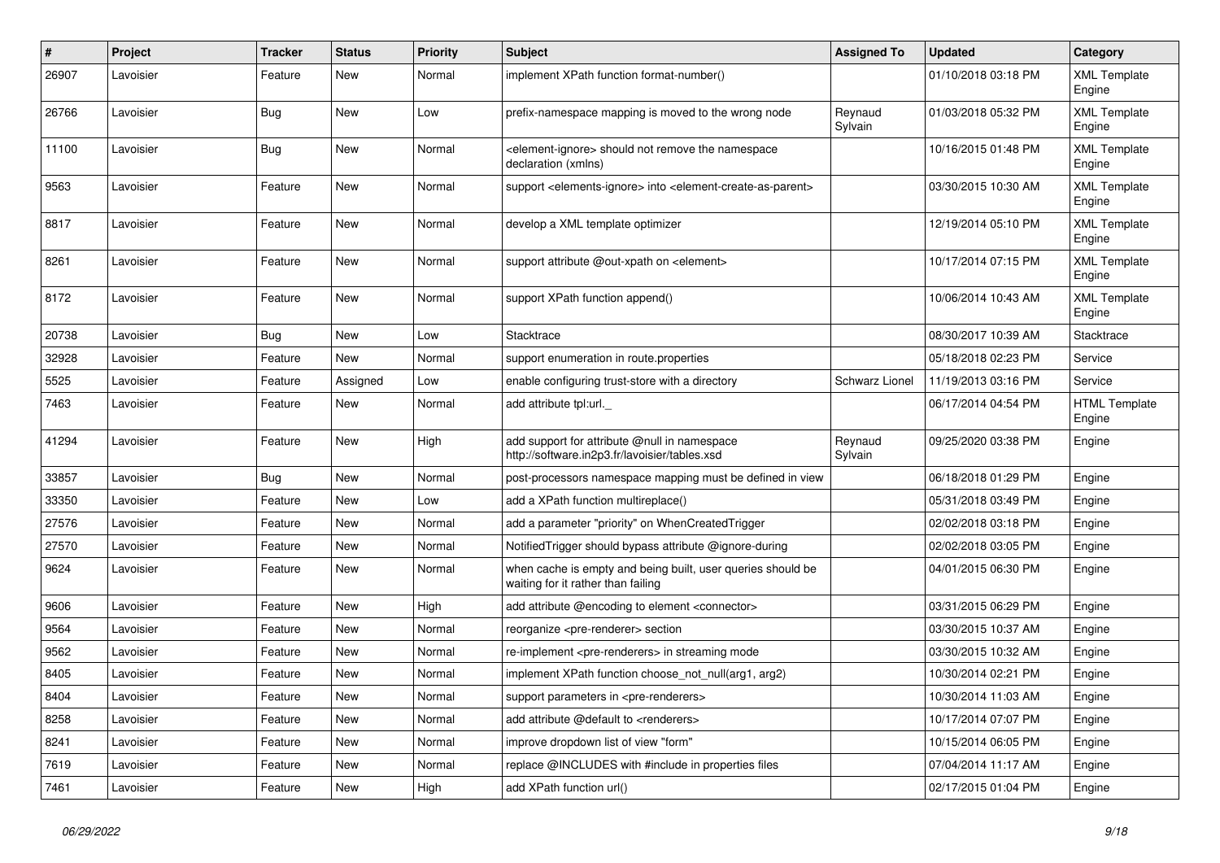| # | Project | Tracker | Status | Priority | Subject | Assigned To | Updated | Category |
|---|---|---|---|---|---|---|---|---|
| 26907 | Lavoisier | Feature | New | Normal | implement XPath function format-number() | | 01/10/2018 03:18 PM | XML Template Engine |
| 26766 | Lavoisier | Bug | New | Low | prefix-namespace mapping is moved to the wrong node | Reynaud Sylvain | 01/03/2018 05:32 PM | XML Template Engine |
| 11100 | Lavoisier | Bug | New | Normal | <element-ignore> should not remove the namespace declaration (xmlns) | | 10/16/2015 01:48 PM | XML Template Engine |
| 9563 | Lavoisier | Feature | New | Normal | support <elements-ignore> into <element-create-as-parent> | | 03/30/2015 10:30 AM | XML Template Engine |
| 8817 | Lavoisier | Feature | New | Normal | develop a XML template optimizer | | 12/19/2014 05:10 PM | XML Template Engine |
| 8261 | Lavoisier | Feature | New | Normal | support attribute @out-xpath on <element> | | 10/17/2014 07:15 PM | XML Template Engine |
| 8172 | Lavoisier | Feature | New | Normal | support XPath function append() | | 10/06/2014 10:43 AM | XML Template Engine |
| 20738 | Lavoisier | Bug | New | Low | Stacktrace | | 08/30/2017 10:39 AM | Stacktrace |
| 32928 | Lavoisier | Feature | New | Normal | support enumeration in route.properties | | 05/18/2018 02:23 PM | Service |
| 5525 | Lavoisier | Feature | Assigned | Low | enable configuring trust-store with a directory | Schwarz Lionel | 11/19/2013 03:16 PM | Service |
| 7463 | Lavoisier | Feature | New | Normal | add attribute tpl:url._ | | 06/17/2014 04:54 PM | HTML Template Engine |
| 41294 | Lavoisier | Feature | New | High | add support for attribute @null in namespace http://software.in2p3.fr/lavoisier/tables.xsd | Reynaud Sylvain | 09/25/2020 03:38 PM | Engine |
| 33857 | Lavoisier | Bug | New | Normal | post-processors namespace mapping must be defined in view | | 06/18/2018 01:29 PM | Engine |
| 33350 | Lavoisier | Feature | New | Low | add a XPath function multireplace() | | 05/31/2018 03:49 PM | Engine |
| 27576 | Lavoisier | Feature | New | Normal | add a parameter "priority" on WhenCreatedTrigger | | 02/02/2018 03:18 PM | Engine |
| 27570 | Lavoisier | Feature | New | Normal | NotifiedTrigger should bypass attribute @ignore-during | | 02/02/2018 03:05 PM | Engine |
| 9624 | Lavoisier | Feature | New | Normal | when cache is empty and being built, user queries should be waiting for it rather than failing | | 04/01/2015 06:30 PM | Engine |
| 9606 | Lavoisier | Feature | New | High | add attribute @encoding to element <connector> | | 03/31/2015 06:29 PM | Engine |
| 9564 | Lavoisier | Feature | New | Normal | reorganize <pre-renderer> section | | 03/30/2015 10:37 AM | Engine |
| 9562 | Lavoisier | Feature | New | Normal | re-implement <pre-renderers> in streaming mode | | 03/30/2015 10:32 AM | Engine |
| 8405 | Lavoisier | Feature | New | Normal | implement XPath function choose_not_null(arg1, arg2) | | 10/30/2014 02:21 PM | Engine |
| 8404 | Lavoisier | Feature | New | Normal | support parameters in <pre-renderers> | | 10/30/2014 11:03 AM | Engine |
| 8258 | Lavoisier | Feature | New | Normal | add attribute @default to <renderers> | | 10/17/2014 07:07 PM | Engine |
| 8241 | Lavoisier | Feature | New | Normal | improve dropdown list of view "form" | | 10/15/2014 06:05 PM | Engine |
| 7619 | Lavoisier | Feature | New | Normal | replace @INCLUDES with #include in properties files | | 07/04/2014 11:17 AM | Engine |
| 7461 | Lavoisier | Feature | New | High | add XPath function url() | | 02/17/2015 01:04 PM | Engine |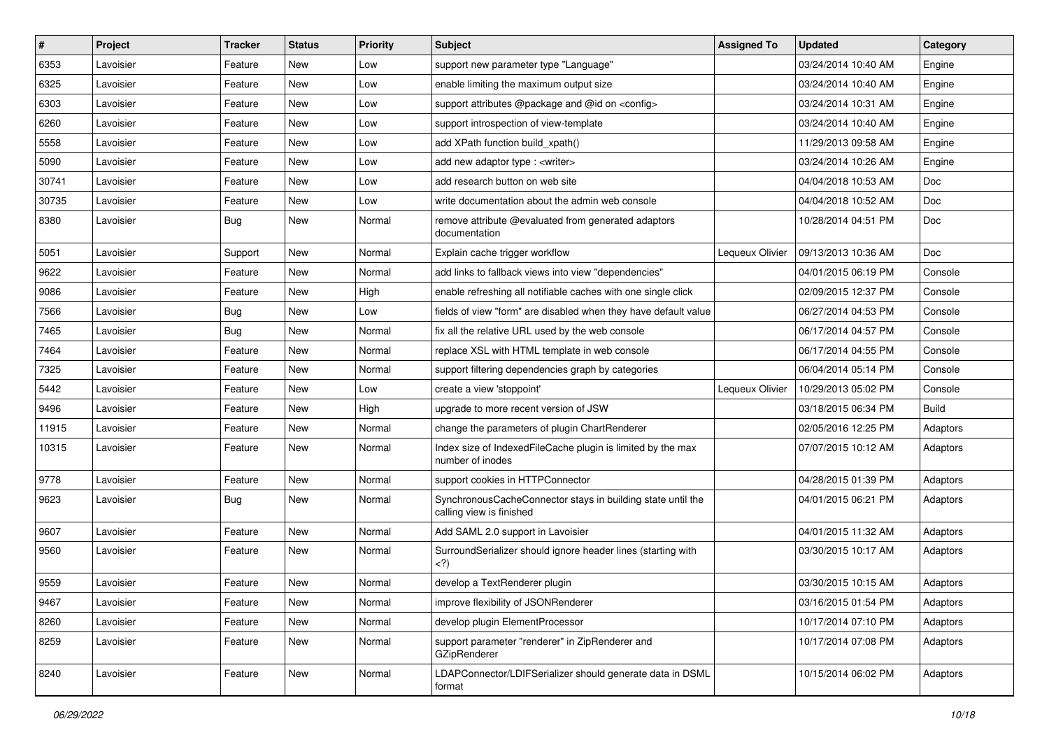| # | Project | Tracker | Status | Priority | Subject | Assigned To | Updated | Category |
|---|---|---|---|---|---|---|---|---|
| 6353 | Lavoisier | Feature | New | Low | support new parameter type "Language" | | 03/24/2014 10:40 AM | Engine |
| 6325 | Lavoisier | Feature | New | Low | enable limiting the maximum output size | | 03/24/2014 10:40 AM | Engine |
| 6303 | Lavoisier | Feature | New | Low | support attributes @package and @id on <config> | | 03/24/2014 10:31 AM | Engine |
| 6260 | Lavoisier | Feature | New | Low | support introspection of view-template | | 03/24/2014 10:40 AM | Engine |
| 5558 | Lavoisier | Feature | New | Low | add XPath function build_xpath() | | 11/29/2013 09:58 AM | Engine |
| 5090 | Lavoisier | Feature | New | Low | add new adaptor type : <writer> | | 03/24/2014 10:26 AM | Engine |
| 30741 | Lavoisier | Feature | New | Low | add research button on web site | | 04/04/2018 10:53 AM | Doc |
| 30735 | Lavoisier | Feature | New | Low | write documentation about the admin web console | | 04/04/2018 10:52 AM | Doc |
| 8380 | Lavoisier | Bug | New | Normal | remove attribute @evaluated from generated adaptors documentation | | 10/28/2014 04:51 PM | Doc |
| 5051 | Lavoisier | Support | New | Normal | Explain cache trigger workflow | Lequeux Olivier | 09/13/2013 10:36 AM | Doc |
| 9622 | Lavoisier | Feature | New | Normal | add links to fallback views into view "dependencies" | | 04/01/2015 06:19 PM | Console |
| 9086 | Lavoisier | Feature | New | High | enable refreshing all notifiable caches with one single click | | 02/09/2015 12:37 PM | Console |
| 7566 | Lavoisier | Bug | New | Low | fields of view "form" are disabled when they have default value | | 06/27/2014 04:53 PM | Console |
| 7465 | Lavoisier | Bug | New | Normal | fix all the relative URL used by the web console | | 06/17/2014 04:57 PM | Console |
| 7464 | Lavoisier | Feature | New | Normal | replace XSL with HTML template in web console | | 06/17/2014 04:55 PM | Console |
| 7325 | Lavoisier | Feature | New | Normal | support filtering dependencies graph by categories | | 06/04/2014 05:14 PM | Console |
| 5442 | Lavoisier | Feature | New | Low | create a view 'stoppoint' | Lequeux Olivier | 10/29/2013 05:02 PM | Console |
| 9496 | Lavoisier | Feature | New | High | upgrade to more recent version of JSW | | 03/18/2015 06:34 PM | Build |
| 11915 | Lavoisier | Feature | New | Normal | change the parameters of plugin ChartRenderer | | 02/05/2016 12:25 PM | Adaptors |
| 10315 | Lavoisier | Feature | New | Normal | Index size of IndexedFileCache plugin is limited by the max number of inodes | | 07/07/2015 10:12 AM | Adaptors |
| 9778 | Lavoisier | Feature | New | Normal | support cookies in HTTPConnector | | 04/28/2015 01:39 PM | Adaptors |
| 9623 | Lavoisier | Bug | New | Normal | SynchronousCacheConnector stays in building state until the calling view is finished | | 04/01/2015 06:21 PM | Adaptors |
| 9607 | Lavoisier | Feature | New | Normal | Add SAML 2.0 support in Lavoisier | | 04/01/2015 11:32 AM | Adaptors |
| 9560 | Lavoisier | Feature | New | Normal | SurroundSerializer should ignore header lines (starting with <?) | | 03/30/2015 10:17 AM | Adaptors |
| 9559 | Lavoisier | Feature | New | Normal | develop a TextRenderer plugin | | 03/30/2015 10:15 AM | Adaptors |
| 9467 | Lavoisier | Feature | New | Normal | improve flexibility of JSONRenderer | | 03/16/2015 01:54 PM | Adaptors |
| 8260 | Lavoisier | Feature | New | Normal | develop plugin ElementProcessor | | 10/17/2014 07:10 PM | Adaptors |
| 8259 | Lavoisier | Feature | New | Normal | support parameter "renderer" in ZipRenderer and GZipRenderer | | 10/17/2014 07:08 PM | Adaptors |
| 8240 | Lavoisier | Feature | New | Normal | LDAPConnector/LDIFSerializer should generate data in DSML format | | 10/15/2014 06:02 PM | Adaptors |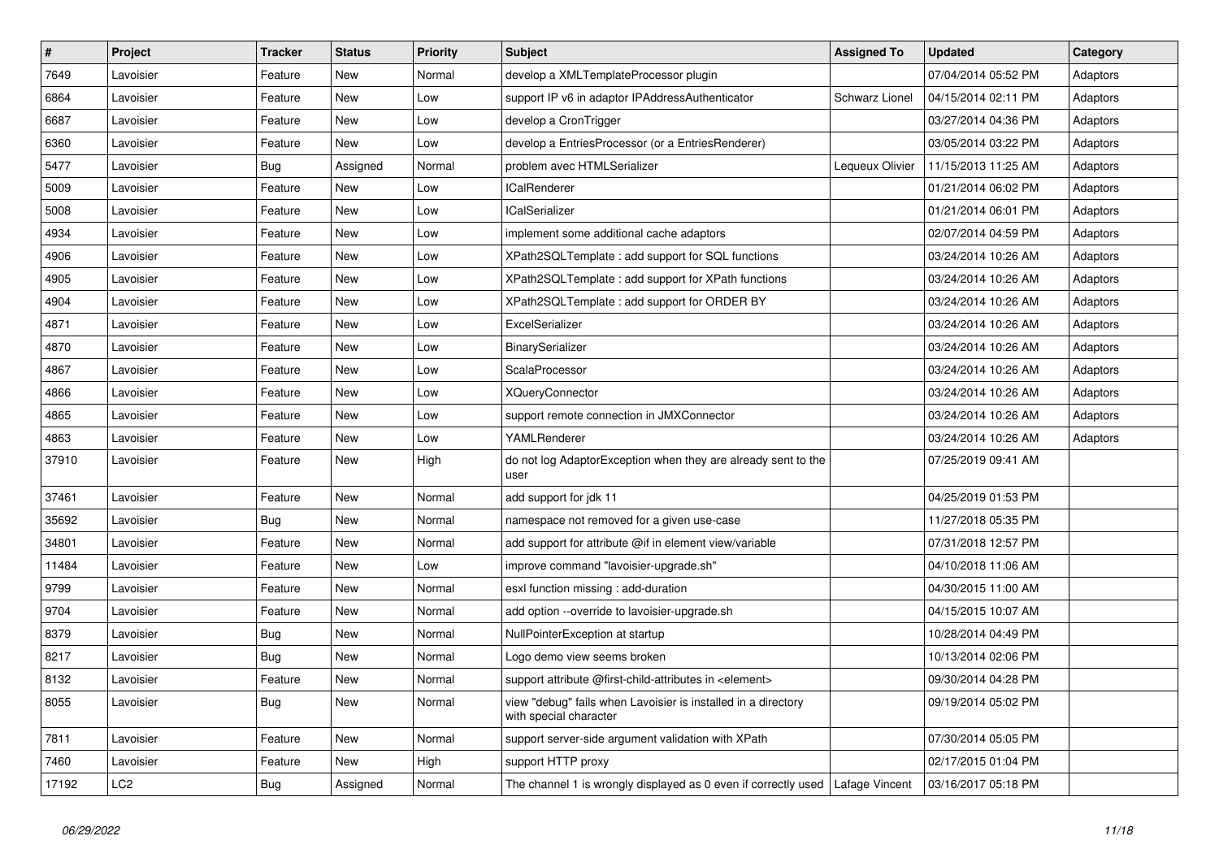| # | Project | Tracker | Status | Priority | Subject | Assigned To | Updated | Category |
|---|---|---|---|---|---|---|---|---|
| 7649 | Lavoisier | Feature | New | Normal | develop a XMLTemplateProcessor plugin | | 07/04/2014 05:52 PM | Adaptors |
| 6864 | Lavoisier | Feature | New | Low | support IP v6 in adaptor IPAddressAuthenticator | Schwarz Lionel | 04/15/2014 02:11 PM | Adaptors |
| 6687 | Lavoisier | Feature | New | Low | develop a CronTrigger | | 03/27/2014 04:36 PM | Adaptors |
| 6360 | Lavoisier | Feature | New | Low | develop a EntriesProcessor (or a EntriesRenderer) | | 03/05/2014 03:22 PM | Adaptors |
| 5477 | Lavoisier | Bug | Assigned | Normal | problem avec HTMLSerializer | Lequeux Olivier | 11/15/2013 11:25 AM | Adaptors |
| 5009 | Lavoisier | Feature | New | Low | ICalRenderer | | 01/21/2014 06:02 PM | Adaptors |
| 5008 | Lavoisier | Feature | New | Low | ICalSerializer | | 01/21/2014 06:01 PM | Adaptors |
| 4934 | Lavoisier | Feature | New | Low | implement some additional cache adaptors | | 02/07/2014 04:59 PM | Adaptors |
| 4906 | Lavoisier | Feature | New | Low | XPath2SQLTemplate : add support for SQL functions | | 03/24/2014 10:26 AM | Adaptors |
| 4905 | Lavoisier | Feature | New | Low | XPath2SQLTemplate : add support for XPath functions | | 03/24/2014 10:26 AM | Adaptors |
| 4904 | Lavoisier | Feature | New | Low | XPath2SQLTemplate : add support for ORDER BY | | 03/24/2014 10:26 AM | Adaptors |
| 4871 | Lavoisier | Feature | New | Low | ExcelSerializer | | 03/24/2014 10:26 AM | Adaptors |
| 4870 | Lavoisier | Feature | New | Low | BinarySerializer | | 03/24/2014 10:26 AM | Adaptors |
| 4867 | Lavoisier | Feature | New | Low | ScalaProcessor | | 03/24/2014 10:26 AM | Adaptors |
| 4866 | Lavoisier | Feature | New | Low | XQueryConnector | | 03/24/2014 10:26 AM | Adaptors |
| 4865 | Lavoisier | Feature | New | Low | support remote connection in JMXConnector | | 03/24/2014 10:26 AM | Adaptors |
| 4863 | Lavoisier | Feature | New | Low | YAMLRenderer | | 03/24/2014 10:26 AM | Adaptors |
| 37910 | Lavoisier | Feature | New | High | do not log AdaptorException when they are already sent to the user | | 07/25/2019 09:41 AM | |
| 37461 | Lavoisier | Feature | New | Normal | add support for jdk 11 | | 04/25/2019 01:53 PM | |
| 35692 | Lavoisier | Bug | New | Normal | namespace not removed for a given use-case | | 11/27/2018 05:35 PM | |
| 34801 | Lavoisier | Feature | New | Normal | add support for attribute @if in element view/variable | | 07/31/2018 12:57 PM | |
| 11484 | Lavoisier | Feature | New | Low | improve command "lavoisier-upgrade.sh" | | 04/10/2018 11:06 AM | |
| 9799 | Lavoisier | Feature | New | Normal | esxl function missing : add-duration | | 04/30/2015 11:00 AM | |
| 9704 | Lavoisier | Feature | New | Normal | add option --override to lavoisier-upgrade.sh | | 04/15/2015 10:07 AM | |
| 8379 | Lavoisier | Bug | New | Normal | NullPointerException at startup | | 10/28/2014 04:49 PM | |
| 8217 | Lavoisier | Bug | New | Normal | Logo demo view seems broken | | 10/13/2014 02:06 PM | |
| 8132 | Lavoisier | Feature | New | Normal | support attribute @first-child-attributes in <element> | | 09/30/2014 04:28 PM | |
| 8055 | Lavoisier | Bug | New | Normal | view "debug" fails when Lavoisier is installed in a directory with special character | | 09/19/2014 05:02 PM | |
| 7811 | Lavoisier | Feature | New | Normal | support server-side argument validation with XPath | | 07/30/2014 05:05 PM | |
| 7460 | Lavoisier | Feature | New | High | support HTTP proxy | | 02/17/2015 01:04 PM | |
| 17192 | LC2 | Bug | Assigned | Normal | The channel 1 is wrongly displayed as 0 even if correctly used | Lafage Vincent | 03/16/2017 05:18 PM | |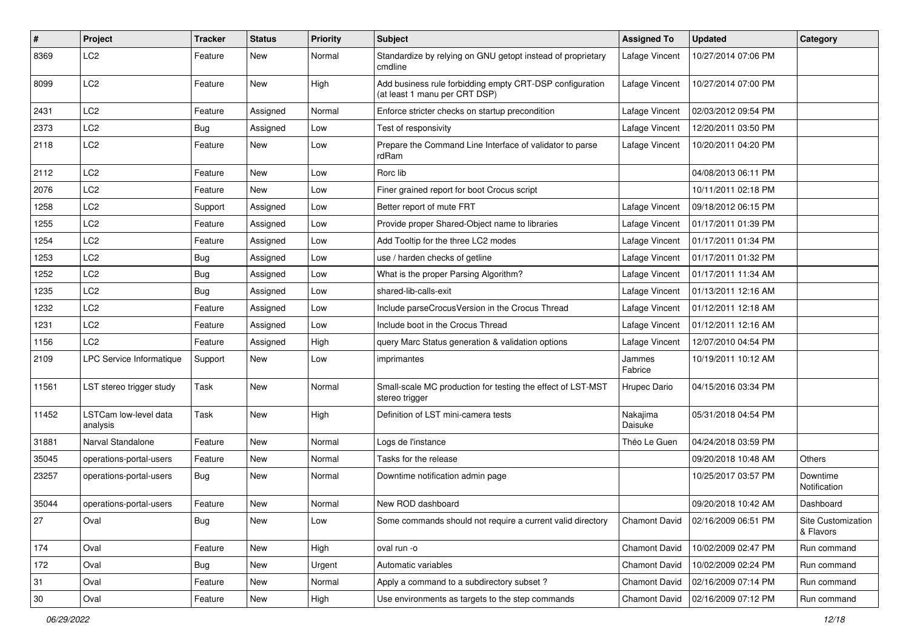| # | Project | Tracker | Status | Priority | Subject | Assigned To | Updated | Category |
|---|---|---|---|---|---|---|---|---|
| 8369 | LC2 | Feature | New | Normal | Standardize by relying on GNU getopt instead of proprietary cmdline | Lafage Vincent | 10/27/2014 07:06 PM | |
| 8099 | LC2 | Feature | New | High | Add business rule forbidding empty CRT-DSP configuration (at least 1 manu per CRT DSP) | Lafage Vincent | 10/27/2014 07:00 PM | |
| 2431 | LC2 | Feature | Assigned | Normal | Enforce stricter checks on startup precondition | Lafage Vincent | 02/03/2012 09:54 PM | |
| 2373 | LC2 | Bug | Assigned | Low | Test of responsivity | Lafage Vincent | 12/20/2011 03:50 PM | |
| 2118 | LC2 | Feature | New | Low | Prepare the Command Line Interface of validator to parse rdRam | Lafage Vincent | 10/20/2011 04:20 PM | |
| 2112 | LC2 | Feature | New | Low | Rorc lib | | 04/08/2013 06:11 PM | |
| 2076 | LC2 | Feature | New | Low | Finer grained report for boot Crocus script | | 10/11/2011 02:18 PM | |
| 1258 | LC2 | Support | Assigned | Low | Better report of mute FRT | Lafage Vincent | 09/18/2012 06:15 PM | |
| 1255 | LC2 | Feature | Assigned | Low | Provide proper Shared-Object name to libraries | Lafage Vincent | 01/17/2011 01:39 PM | |
| 1254 | LC2 | Feature | Assigned | Low | Add Tooltip for the three LC2 modes | Lafage Vincent | 01/17/2011 01:34 PM | |
| 1253 | LC2 | Bug | Assigned | Low | use / harden checks of getline | Lafage Vincent | 01/17/2011 01:32 PM | |
| 1252 | LC2 | Bug | Assigned | Low | What is the proper Parsing Algorithm? | Lafage Vincent | 01/17/2011 11:34 AM | |
| 1235 | LC2 | Bug | Assigned | Low | shared-lib-calls-exit | Lafage Vincent | 01/13/2011 12:16 AM | |
| 1232 | LC2 | Feature | Assigned | Low | Include parseCrocusVersion in the Crocus Thread | Lafage Vincent | 01/12/2011 12:18 AM | |
| 1231 | LC2 | Feature | Assigned | Low | Include boot in the Crocus Thread | Lafage Vincent | 01/12/2011 12:16 AM | |
| 1156 | LC2 | Feature | Assigned | High | query Marc Status generation & validation options | Lafage Vincent | 12/07/2010 04:54 PM | |
| 2109 | LPC Service Informatique | Support | New | Low | imprimantes | Jammes Fabrice | 10/19/2011 10:12 AM | |
| 11561 | LST stereo trigger study | Task | New | Normal | Small-scale MC production for testing the effect of LST-MST stereo trigger | Hrupec Dario | 04/15/2016 03:34 PM | |
| 11452 | LSTCam low-level data analysis | Task | New | High | Definition of LST mini-camera tests | Nakajima Daisuke | 05/31/2018 04:54 PM | |
| 31881 | Narval Standalone | Feature | New | Normal | Logs de l'instance | Théo Le Guen | 04/24/2018 03:59 PM | |
| 35045 | operations-portal-users | Feature | New | Normal | Tasks for the release | | 09/20/2018 10:48 AM | Others |
| 23257 | operations-portal-users | Bug | New | Normal | Downtime notification admin page | | 10/25/2017 03:57 PM | Downtime Notification |
| 35044 | operations-portal-users | Feature | New | Normal | New ROD dashboard | | 09/20/2018 10:42 AM | Dashboard |
| 27 | Oval | Bug | New | Low | Some commands should not require a current valid directory | Chamont David | 02/16/2009 06:51 PM | Site Customization & Flavors |
| 174 | Oval | Feature | New | High | oval run -o | Chamont David | 10/02/2009 02:47 PM | Run command |
| 172 | Oval | Bug | New | Urgent | Automatic variables | Chamont David | 10/02/2009 02:24 PM | Run command |
| 31 | Oval | Feature | New | Normal | Apply a command to a subdirectory subset ? | Chamont David | 02/16/2009 07:14 PM | Run command |
| 30 | Oval | Feature | New | High | Use environments as targets to the step commands | Chamont David | 02/16/2009 07:12 PM | Run command |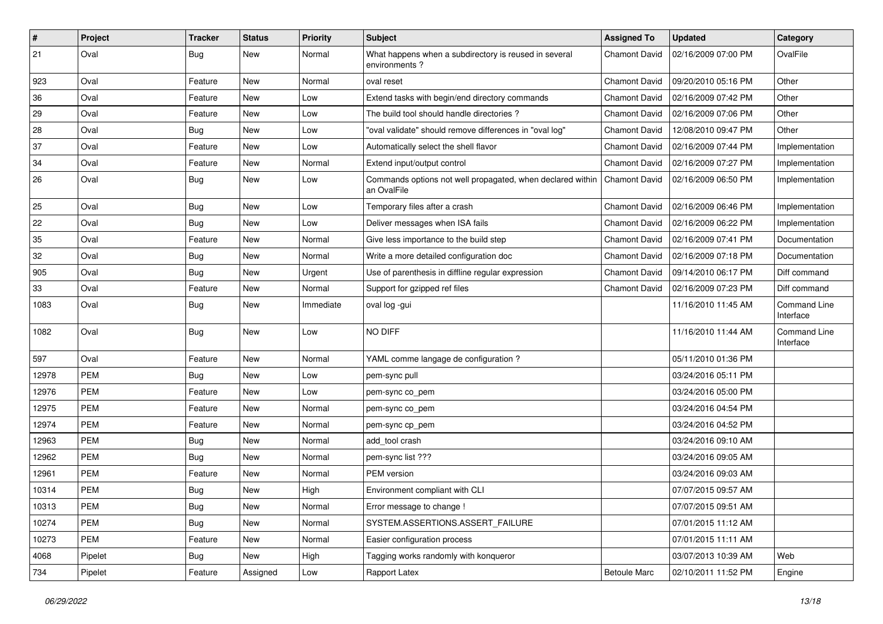| # | Project | Tracker | Status | Priority | Subject | Assigned To | Updated | Category |
|---|---|---|---|---|---|---|---|---|
| 21 | Oval | Bug | New | Normal | What happens when a subdirectory is reused in several environments ? | Chamont David | 02/16/2009 07:00 PM | OvalFile |
| 923 | Oval | Feature | New | Normal | oval reset | Chamont David | 09/20/2010 05:16 PM | Other |
| 36 | Oval | Feature | New | Low | Extend tasks with begin/end directory commands | Chamont David | 02/16/2009 07:42 PM | Other |
| 29 | Oval | Feature | New | Low | The build tool should handle directories ? | Chamont David | 02/16/2009 07:06 PM | Other |
| 28 | Oval | Bug | New | Low | "oval validate" should remove differences in "oval log" | Chamont David | 12/08/2010 09:47 PM | Other |
| 37 | Oval | Feature | New | Low | Automatically select the shell flavor | Chamont David | 02/16/2009 07:44 PM | Implementation |
| 34 | Oval | Feature | New | Normal | Extend input/output control | Chamont David | 02/16/2009 07:27 PM | Implementation |
| 26 | Oval | Bug | New | Low | Commands options not well propagated, when declared within an OvalFile | Chamont David | 02/16/2009 06:50 PM | Implementation |
| 25 | Oval | Bug | New | Low | Temporary files after a crash | Chamont David | 02/16/2009 06:46 PM | Implementation |
| 22 | Oval | Bug | New | Low | Deliver messages when ISA fails | Chamont David | 02/16/2009 06:22 PM | Implementation |
| 35 | Oval | Feature | New | Normal | Give less importance to the build step | Chamont David | 02/16/2009 07:41 PM | Documentation |
| 32 | Oval | Bug | New | Normal | Write a more detailed configuration doc | Chamont David | 02/16/2009 07:18 PM | Documentation |
| 905 | Oval | Bug | New | Urgent | Use of parenthesis in diffline regular expression | Chamont David | 09/14/2010 06:17 PM | Diff command |
| 33 | Oval | Feature | New | Normal | Support for gzipped ref files | Chamont David | 02/16/2009 07:23 PM | Diff command |
| 1083 | Oval | Bug | New | Immediate | oval log -gui | | 11/16/2010 11:45 AM | Command Line Interface |
| 1082 | Oval | Bug | New | Low | NO DIFF | | 11/16/2010 11:44 AM | Command Line Interface |
| 597 | Oval | Feature | New | Normal | YAML comme langage de configuration ? | | 05/11/2010 01:36 PM | |
| 12978 | PEM | Bug | New | Low | pem-sync pull | | 03/24/2016 05:11 PM | |
| 12976 | PEM | Feature | New | Low | pem-sync co_pem | | 03/24/2016 05:00 PM | |
| 12975 | PEM | Feature | New | Normal | pem-sync co_pem | | 03/24/2016 04:54 PM | |
| 12974 | PEM | Feature | New | Normal | pem-sync cp_pem | | 03/24/2016 04:52 PM | |
| 12963 | PEM | Bug | New | Normal | add_tool crash | | 03/24/2016 09:10 AM | |
| 12962 | PEM | Bug | New | Normal | pem-sync list ??? | | 03/24/2016 09:05 AM | |
| 12961 | PEM | Feature | New | Normal | PEM version | | 03/24/2016 09:03 AM | |
| 10314 | PEM | Bug | New | High | Environment compliant with CLI | | 07/07/2015 09:57 AM | |
| 10313 | PEM | Bug | New | Normal | Error message to change ! | | 07/07/2015 09:51 AM | |
| 10274 | PEM | Bug | New | Normal | SYSTEM.ASSERTIONS.ASSERT_FAILURE | | 07/01/2015 11:12 AM | |
| 10273 | PEM | Feature | New | Normal | Easier configuration process | | 07/01/2015 11:11 AM | |
| 4068 | Pipelet | Bug | New | High | Tagging works randomly with konqueror | | 03/07/2013 10:39 AM | Web |
| 734 | Pipelet | Feature | Assigned | Low | Rapport Latex | Betoule Marc | 02/10/2011 11:52 PM | Engine |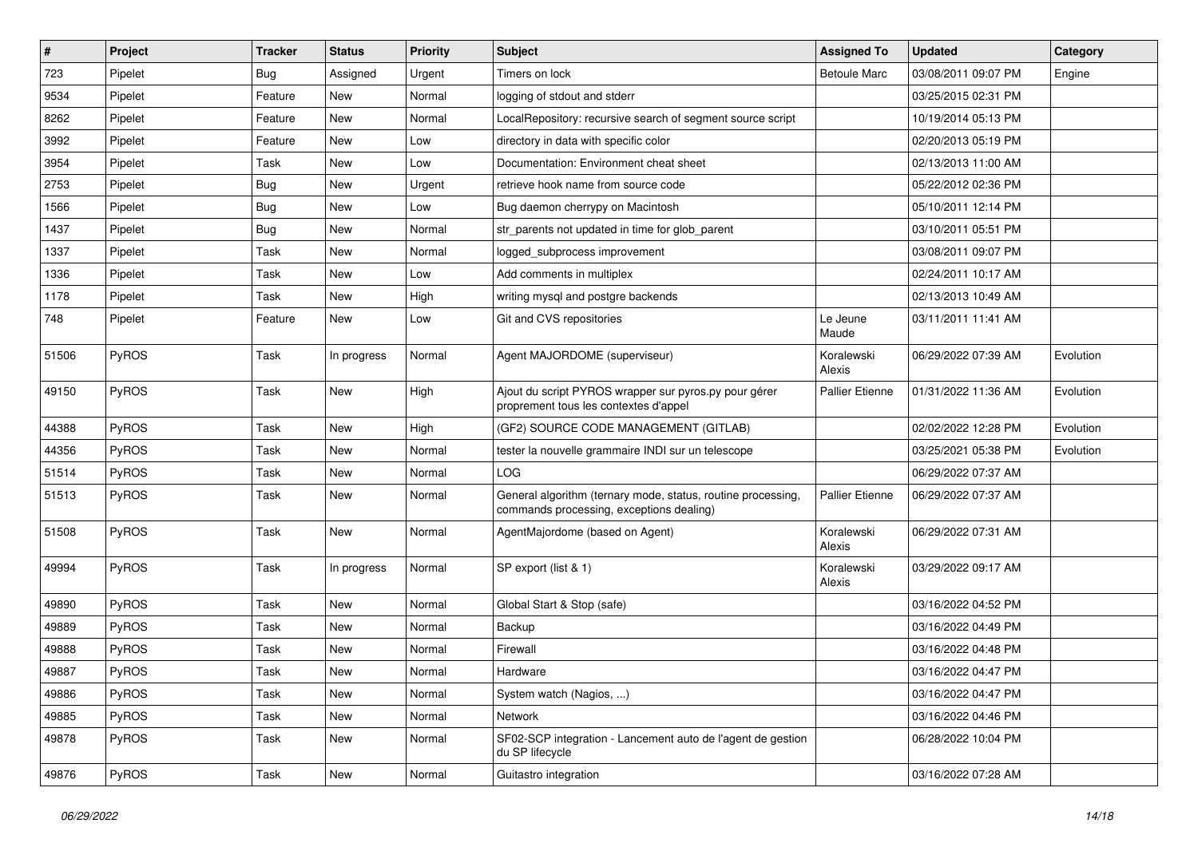| # | Project | Tracker | Status | Priority | Subject | Assigned To | Updated | Category |
|---|---|---|---|---|---|---|---|---|
| 723 | Pipelet | Bug | Assigned | Urgent | Timers on lock | Betoule Marc | 03/08/2011 09:07 PM | Engine |
| 9534 | Pipelet | Feature | New | Normal | logging of stdout and stderr | | 03/25/2015 02:31 PM | |
| 8262 | Pipelet | Feature | New | Normal | LocalRepository: recursive search of segment source script | | 10/19/2014 05:13 PM | |
| 3992 | Pipelet | Feature | New | Low | directory in data with specific color | | 02/20/2013 05:19 PM | |
| 3954 | Pipelet | Task | New | Low | Documentation: Environment cheat sheet | | 02/13/2013 11:00 AM | |
| 2753 | Pipelet | Bug | New | Urgent | retrieve hook name from source code | | 05/22/2012 02:36 PM | |
| 1566 | Pipelet | Bug | New | Low | Bug daemon cherrypy on Macintosh | | 05/10/2011 12:14 PM | |
| 1437 | Pipelet | Bug | New | Normal | str_parents not updated in time for glob_parent | | 03/10/2011 05:51 PM | |
| 1337 | Pipelet | Task | New | Normal | logged_subprocess improvement | | 03/08/2011 09:07 PM | |
| 1336 | Pipelet | Task | New | Low | Add comments in multiplex | | 02/24/2011 10:17 AM | |
| 1178 | Pipelet | Task | New | High | writing mysql and postgre backends | | 02/13/2013 10:49 AM | |
| 748 | Pipelet | Feature | New | Low | Git and CVS repositories | Le Jeune Maude | 03/11/2011 11:41 AM | |
| 51506 | PyROS | Task | In progress | Normal | Agent MAJORDOME (superviseur) | Koralewski Alexis | 06/29/2022 07:39 AM | Evolution |
| 49150 | PyROS | Task | New | High | Ajout du script PYROS wrapper sur pyros.py pour gérer proprement tous les contextes d'appel | Pallier Etienne | 01/31/2022 11:36 AM | Evolution |
| 44388 | PyROS | Task | New | High | (GF2) SOURCE CODE MANAGEMENT (GITLAB) | | 02/02/2022 12:28 PM | Evolution |
| 44356 | PyROS | Task | New | Normal | tester la nouvelle grammaire INDI sur un telescope | | 03/25/2021 05:38 PM | Evolution |
| 51514 | PyROS | Task | New | Normal | LOG | | 06/29/2022 07:37 AM | |
| 51513 | PyROS | Task | New | Normal | General algorithm (ternary mode, status, routine processing, commands processing, exceptions dealing) | Pallier Etienne | 06/29/2022 07:37 AM | |
| 51508 | PyROS | Task | New | Normal | AgentMajordome (based on Agent) | Koralewski Alexis | 06/29/2022 07:31 AM | |
| 49994 | PyROS | Task | In progress | Normal | SP export (list & 1) | Koralewski Alexis | 03/29/2022 09:17 AM | |
| 49890 | PyROS | Task | New | Normal | Global Start & Stop (safe) | | 03/16/2022 04:52 PM | |
| 49889 | PyROS | Task | New | Normal | Backup | | 03/16/2022 04:49 PM | |
| 49888 | PyROS | Task | New | Normal | Firewall | | 03/16/2022 04:48 PM | |
| 49887 | PyROS | Task | New | Normal | Hardware | | 03/16/2022 04:47 PM | |
| 49886 | PyROS | Task | New | Normal | System watch (Nagios, ...) | | 03/16/2022 04:47 PM | |
| 49885 | PyROS | Task | New | Normal | Network | | 03/16/2022 04:46 PM | |
| 49878 | PyROS | Task | New | Normal | SF02-SCP integration - Lancement auto de l'agent de gestion du SP lifecycle | | 06/28/2022 10:04 PM | |
| 49876 | PyROS | Task | New | Normal | Guitastro integration | | 03/16/2022 07:28 AM | |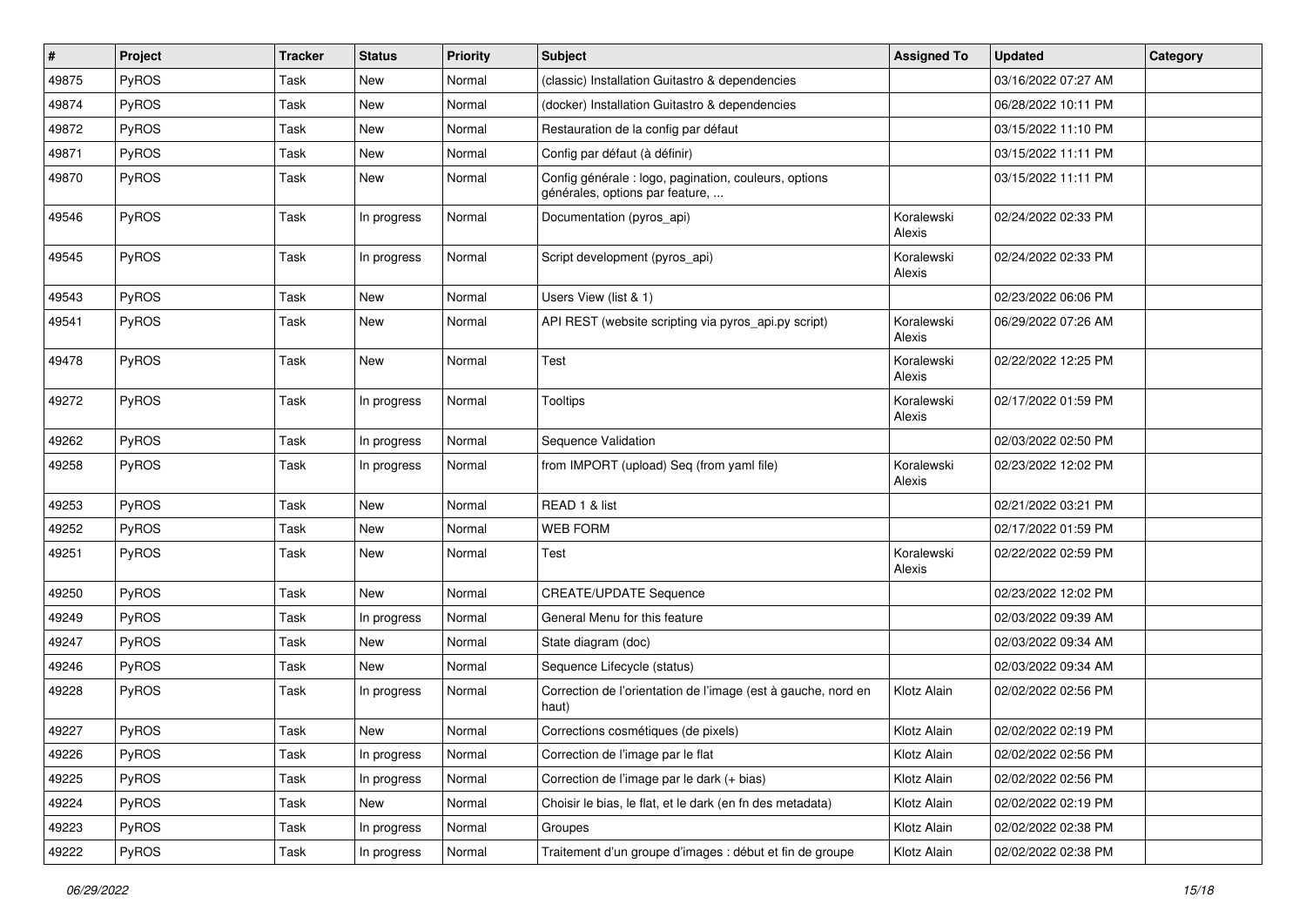| # | Project | Tracker | Status | Priority | Subject | Assigned To | Updated | Category |
|---|---|---|---|---|---|---|---|---|
| 49875 | PyROS | Task | New | Normal | (classic) Installation Guitastro & dependencies | | 03/16/2022 07:27 AM | |
| 49874 | PyROS | Task | New | Normal | (docker) Installation Guitastro & dependencies | | 06/28/2022 10:11 PM | |
| 49872 | PyROS | Task | New | Normal | Restauration de la config par défaut | | 03/15/2022 11:10 PM | |
| 49871 | PyROS | Task | New | Normal | Config par défaut (à définir) | | 03/15/2022 11:11 PM | |
| 49870 | PyROS | Task | New | Normal | Config générale : logo, pagination, couleurs, options générales, options par feature, ... | | 03/15/2022 11:11 PM | |
| 49546 | PyROS | Task | In progress | Normal | Documentation (pyros_api) | Koralewski Alexis | 02/24/2022 02:33 PM | |
| 49545 | PyROS | Task | In progress | Normal | Script development (pyros_api) | Koralewski Alexis | 02/24/2022 02:33 PM | |
| 49543 | PyROS | Task | New | Normal | Users View (list & 1) | | 02/23/2022 06:06 PM | |
| 49541 | PyROS | Task | New | Normal | API REST (website scripting via pyros_api.py script) | Koralewski Alexis | 06/29/2022 07:26 AM | |
| 49478 | PyROS | Task | New | Normal | Test | Koralewski Alexis | 02/22/2022 12:25 PM | |
| 49272 | PyROS | Task | In progress | Normal | Tooltips | Koralewski Alexis | 02/17/2022 01:59 PM | |
| 49262 | PyROS | Task | In progress | Normal | Sequence Validation | | 02/03/2022 02:50 PM | |
| 49258 | PyROS | Task | In progress | Normal | from IMPORT (upload) Seq (from yaml file) | Koralewski Alexis | 02/23/2022 12:02 PM | |
| 49253 | PyROS | Task | New | Normal | READ 1 & list | | 02/21/2022 03:21 PM | |
| 49252 | PyROS | Task | New | Normal | WEB FORM | | 02/17/2022 01:59 PM | |
| 49251 | PyROS | Task | New | Normal | Test | Koralewski Alexis | 02/22/2022 02:59 PM | |
| 49250 | PyROS | Task | New | Normal | CREATE/UPDATE Sequence | | 02/23/2022 12:02 PM | |
| 49249 | PyROS | Task | In progress | Normal | General Menu for this feature | | 02/03/2022 09:39 AM | |
| 49247 | PyROS | Task | New | Normal | State diagram (doc) | | 02/03/2022 09:34 AM | |
| 49246 | PyROS | Task | New | Normal | Sequence Lifecycle (status) | | 02/03/2022 09:34 AM | |
| 49228 | PyROS | Task | In progress | Normal | Correction de l'orientation de l'image (est à gauche, nord en haut) | Klotz Alain | 02/02/2022 02:56 PM | |
| 49227 | PyROS | Task | New | Normal | Corrections cosmétiques (de pixels) | Klotz Alain | 02/02/2022 02:19 PM | |
| 49226 | PyROS | Task | In progress | Normal | Correction de l'image par le flat | Klotz Alain | 02/02/2022 02:56 PM | |
| 49225 | PyROS | Task | In progress | Normal | Correction de l'image par le dark (+ bias) | Klotz Alain | 02/02/2022 02:56 PM | |
| 49224 | PyROS | Task | New | Normal | Choisir le bias, le flat, et le dark (en fn des metadata) | Klotz Alain | 02/02/2022 02:19 PM | |
| 49223 | PyROS | Task | In progress | Normal | Groupes | Klotz Alain | 02/02/2022 02:38 PM | |
| 49222 | PyROS | Task | In progress | Normal | Traitement d'un groupe d'images : début et fin de groupe | Klotz Alain | 02/02/2022 02:38 PM | |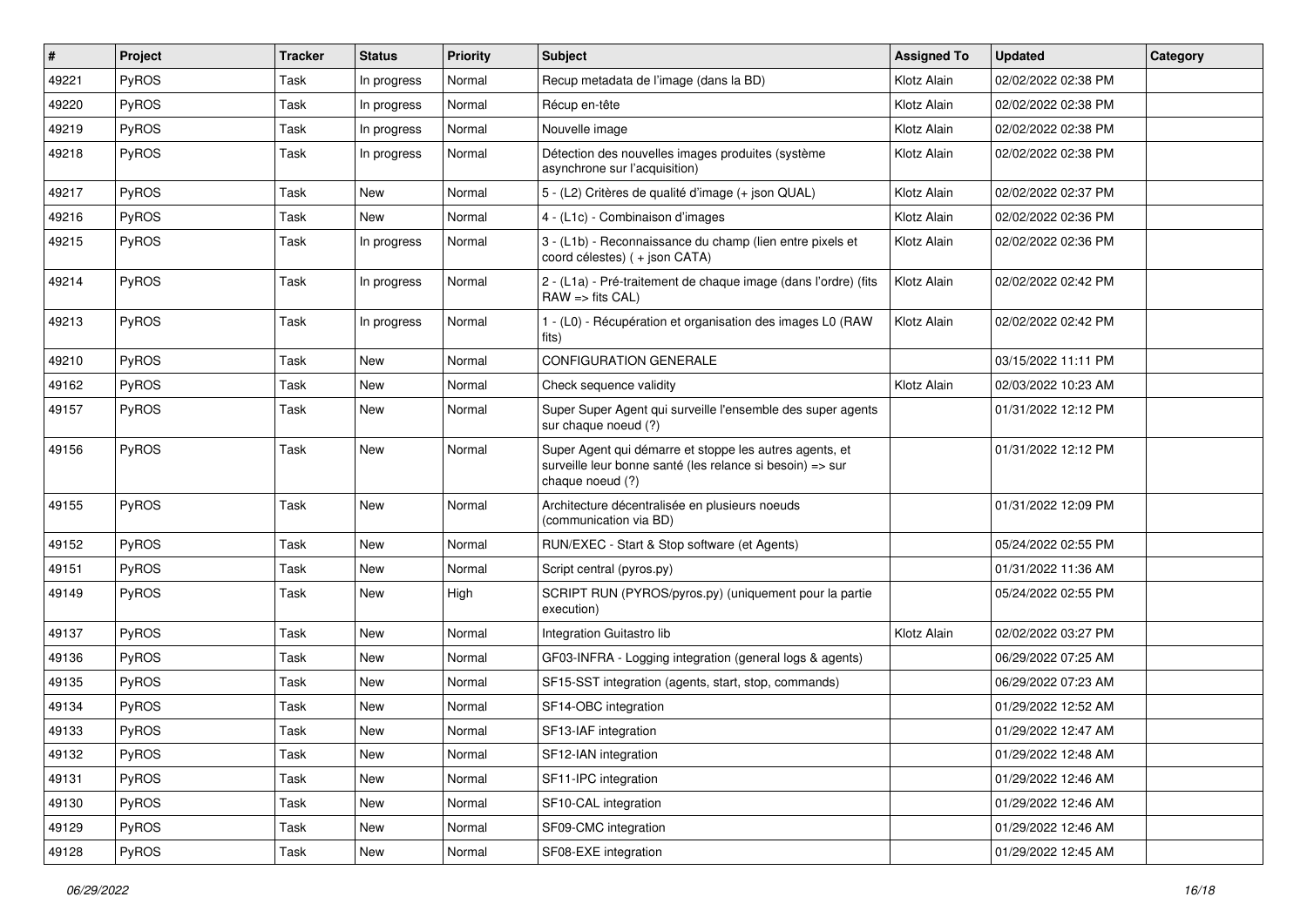| # | Project | Tracker | Status | Priority | Subject | Assigned To | Updated | Category |
|---|---|---|---|---|---|---|---|---|
| 49221 | PyROS | Task | In progress | Normal | Recup metadata de l'image (dans la BD) | Klotz Alain | 02/02/2022 02:38 PM | |
| 49220 | PyROS | Task | In progress | Normal | Récup en-tête | Klotz Alain | 02/02/2022 02:38 PM | |
| 49219 | PyROS | Task | In progress | Normal | Nouvelle image | Klotz Alain | 02/02/2022 02:38 PM | |
| 49218 | PyROS | Task | In progress | Normal | Détection des nouvelles images produites (système asynchrone sur l'acquisition) | Klotz Alain | 02/02/2022 02:38 PM | |
| 49217 | PyROS | Task | New | Normal | 5 - (L2) Critères de qualité d'image (+ json QUAL) | Klotz Alain | 02/02/2022 02:37 PM | |
| 49216 | PyROS | Task | New | Normal | 4 - (L1c) - Combinaison d'images | Klotz Alain | 02/02/2022 02:36 PM | |
| 49215 | PyROS | Task | In progress | Normal | 3 - (L1b) - Reconnaissance du champ (lien entre pixels et coord célestes) ( + json CATA) | Klotz Alain | 02/02/2022 02:36 PM | |
| 49214 | PyROS | Task | In progress | Normal | 2 - (L1a) - Pré-traitement de chaque image (dans l'ordre) (fits RAW => fits CAL) | Klotz Alain | 02/02/2022 02:42 PM | |
| 49213 | PyROS | Task | In progress | Normal | 1 - (L0) - Récupération et organisation des images L0 (RAW fits) | Klotz Alain | 02/02/2022 02:42 PM | |
| 49210 | PyROS | Task | New | Normal | CONFIGURATION GENERALE | | 03/15/2022 11:11 PM | |
| 49162 | PyROS | Task | New | Normal | Check sequence validity | Klotz Alain | 02/03/2022 10:23 AM | |
| 49157 | PyROS | Task | New | Normal | Super Super Agent qui surveille l'ensemble des super agents sur chaque noeud (?) | | 01/31/2022 12:12 PM | |
| 49156 | PyROS | Task | New | Normal | Super Agent qui démarre et stoppe les autres agents, et surveille leur bonne santé (les relance si besoin) => sur chaque noeud (?) | | 01/31/2022 12:12 PM | |
| 49155 | PyROS | Task | New | Normal | Architecture décentralisée en plusieurs noeuds (communication via BD) | | 01/31/2022 12:09 PM | |
| 49152 | PyROS | Task | New | Normal | RUN/EXEC - Start & Stop software (et Agents) | | 05/24/2022 02:55 PM | |
| 49151 | PyROS | Task | New | Normal | Script central (pyros.py) | | 01/31/2022 11:36 AM | |
| 49149 | PyROS | Task | New | High | SCRIPT RUN (PYROS/pyros.py) (uniquement pour la partie execution) | | 05/24/2022 02:55 PM | |
| 49137 | PyROS | Task | New | Normal | Integration Guitastro lib | Klotz Alain | 02/02/2022 03:27 PM | |
| 49136 | PyROS | Task | New | Normal | GF03-INFRA - Logging integration (general logs & agents) | | 06/29/2022 07:25 AM | |
| 49135 | PyROS | Task | New | Normal | SF15-SST integration (agents, start, stop, commands) | | 06/29/2022 07:23 AM | |
| 49134 | PyROS | Task | New | Normal | SF14-OBC integration | | 01/29/2022 12:52 AM | |
| 49133 | PyROS | Task | New | Normal | SF13-IAF integration | | 01/29/2022 12:47 AM | |
| 49132 | PyROS | Task | New | Normal | SF12-IAN integration | | 01/29/2022 12:48 AM | |
| 49131 | PyROS | Task | New | Normal | SF11-IPC integration | | 01/29/2022 12:46 AM | |
| 49130 | PyROS | Task | New | Normal | SF10-CAL integration | | 01/29/2022 12:46 AM | |
| 49129 | PyROS | Task | New | Normal | SF09-CMC integration | | 01/29/2022 12:46 AM | |
| 49128 | PyROS | Task | New | Normal | SF08-EXE integration | | 01/29/2022 12:45 AM | |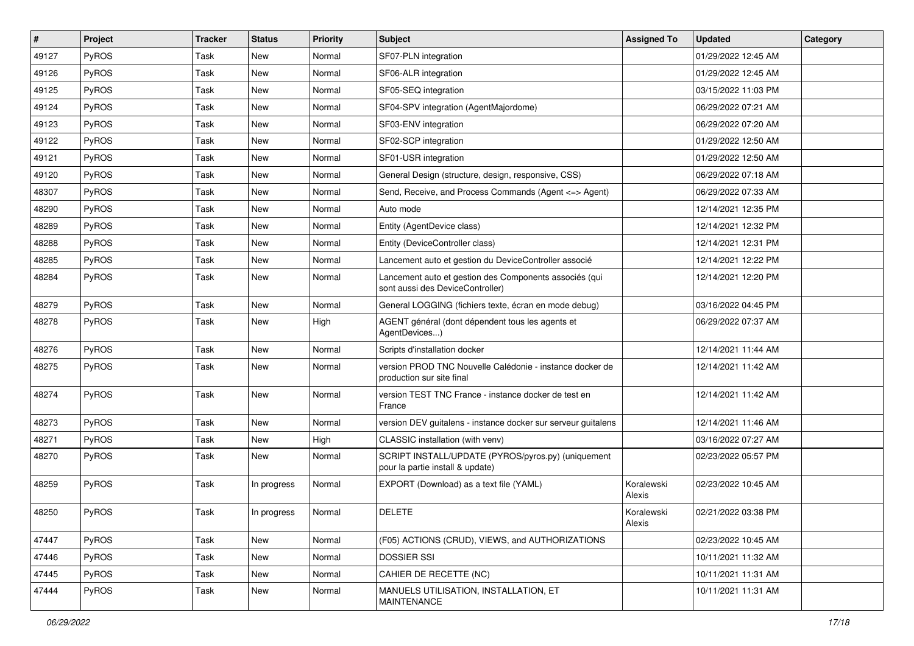| # | Project | Tracker | Status | Priority | Subject | Assigned To | Updated | Category |
|---|---|---|---|---|---|---|---|---|
| 49127 | PyROS | Task | New | Normal | SF07-PLN integration | | 01/29/2022 12:45 AM | |
| 49126 | PyROS | Task | New | Normal | SF06-ALR integration | | 01/29/2022 12:45 AM | |
| 49125 | PyROS | Task | New | Normal | SF05-SEQ integration | | 03/15/2022 11:03 PM | |
| 49124 | PyROS | Task | New | Normal | SF04-SPV integration (AgentMajordome) | | 06/29/2022 07:21 AM | |
| 49123 | PyROS | Task | New | Normal | SF03-ENV integration | | 06/29/2022 07:20 AM | |
| 49122 | PyROS | Task | New | Normal | SF02-SCP integration | | 01/29/2022 12:50 AM | |
| 49121 | PyROS | Task | New | Normal | SF01-USR integration | | 01/29/2022 12:50 AM | |
| 49120 | PyROS | Task | New | Normal | General Design (structure, design, responsive, CSS) | | 06/29/2022 07:18 AM | |
| 48307 | PyROS | Task | New | Normal | Send, Receive, and Process Commands (Agent <=> Agent) | | 06/29/2022 07:33 AM | |
| 48290 | PyROS | Task | New | Normal | Auto mode | | 12/14/2021 12:35 PM | |
| 48289 | PyROS | Task | New | Normal | Entity (AgentDevice class) | | 12/14/2021 12:32 PM | |
| 48288 | PyROS | Task | New | Normal | Entity (DeviceController class) | | 12/14/2021 12:31 PM | |
| 48285 | PyROS | Task | New | Normal | Lancement auto et gestion du DeviceController associé | | 12/14/2021 12:22 PM | |
| 48284 | PyROS | Task | New | Normal | Lancement auto et gestion des Components associés (qui sont aussi des DeviceController) | | 12/14/2021 12:20 PM | |
| 48279 | PyROS | Task | New | Normal | General LOGGING (fichiers texte, écran en mode debug) | | 03/16/2022 04:45 PM | |
| 48278 | PyROS | Task | New | High | AGENT général (dont dépendent tous les agents et AgentDevices...) | | 06/29/2022 07:37 AM | |
| 48276 | PyROS | Task | New | Normal | Scripts d'installation docker | | 12/14/2021 11:44 AM | |
| 48275 | PyROS | Task | New | Normal | version PROD TNC Nouvelle Calédonie - instance docker de production sur site final | | 12/14/2021 11:42 AM | |
| 48274 | PyROS | Task | New | Normal | version TEST TNC France - instance docker de test en France | | 12/14/2021 11:42 AM | |
| 48273 | PyROS | Task | New | Normal | version DEV guitalens - instance docker sur serveur guitalens | | 12/14/2021 11:46 AM | |
| 48271 | PyROS | Task | New | High | CLASSIC installation (with venv) | | 03/16/2022 07:27 AM | |
| 48270 | PyROS | Task | New | Normal | SCRIPT INSTALL/UPDATE (PYROS/pyros.py) (uniquement pour la partie install & update) | | 02/23/2022 05:57 PM | |
| 48259 | PyROS | Task | In progress | Normal | EXPORT (Download) as a text file (YAML) | Koralewski Alexis | 02/23/2022 10:45 AM | |
| 48250 | PyROS | Task | In progress | Normal | DELETE | Koralewski Alexis | 02/21/2022 03:38 PM | |
| 47447 | PyROS | Task | New | Normal | (F05) ACTIONS (CRUD), VIEWS, and AUTHORIZATIONS | | 02/23/2022 10:45 AM | |
| 47446 | PyROS | Task | New | Normal | DOSSIER SSI | | 10/11/2021 11:32 AM | |
| 47445 | PyROS | Task | New | Normal | CAHIER DE RECETTE (NC) | | 10/11/2021 11:31 AM | |
| 47444 | PyROS | Task | New | Normal | MANUELS UTILISATION, INSTALLATION, ET MAINTENANCE | | 10/11/2021 11:31 AM | |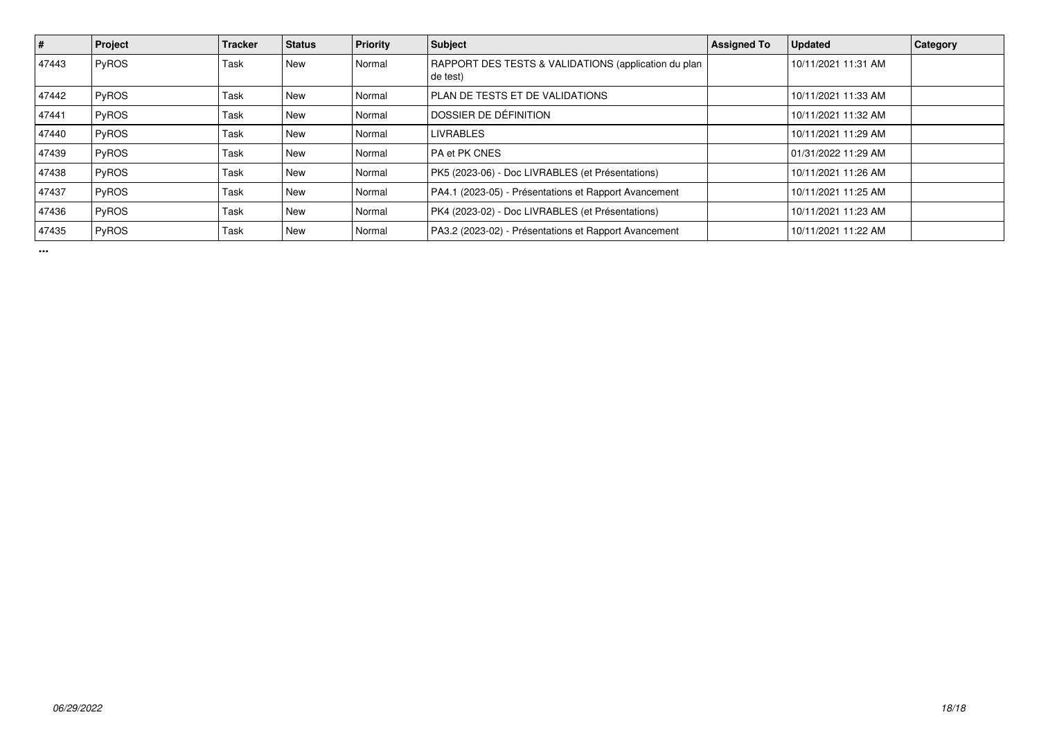| # | Project | Tracker | Status | Priority | Subject | Assigned To | Updated | Category |
|---|---|---|---|---|---|---|---|---|
| 47443 | PyROS | Task | New | Normal | RAPPORT DES TESTS & VALIDATIONS (application du plan de test) | | 10/11/2021 11:31 AM | |
| 47442 | PyROS | Task | New | Normal | PLAN DE TESTS ET DE VALIDATIONS | | 10/11/2021 11:33 AM | |
| 47441 | PyROS | Task | New | Normal | DOSSIER DE DÉFINITION | | 10/11/2021 11:32 AM | |
| 47440 | PyROS | Task | New | Normal | LIVRABLES | | 10/11/2021 11:29 AM | |
| 47439 | PyROS | Task | New | Normal | PA et PK CNES | | 01/31/2022 11:29 AM | |
| 47438 | PyROS | Task | New | Normal | PK5 (2023-06) - Doc LIVRABLES (et Présentations) | | 10/11/2021 11:26 AM | |
| 47437 | PyROS | Task | New | Normal | PA4.1 (2023-05) - Présentations et Rapport Avancement | | 10/11/2021 11:25 AM | |
| 47436 | PyROS | Task | New | Normal | PK4 (2023-02) - Doc LIVRABLES (et Présentations) | | 10/11/2021 11:23 AM | |
| 47435 | PyROS | Task | New | Normal | PA3.2 (2023-02) - Présentations et Rapport Avancement | | 10/11/2021 11:22 AM | |

...